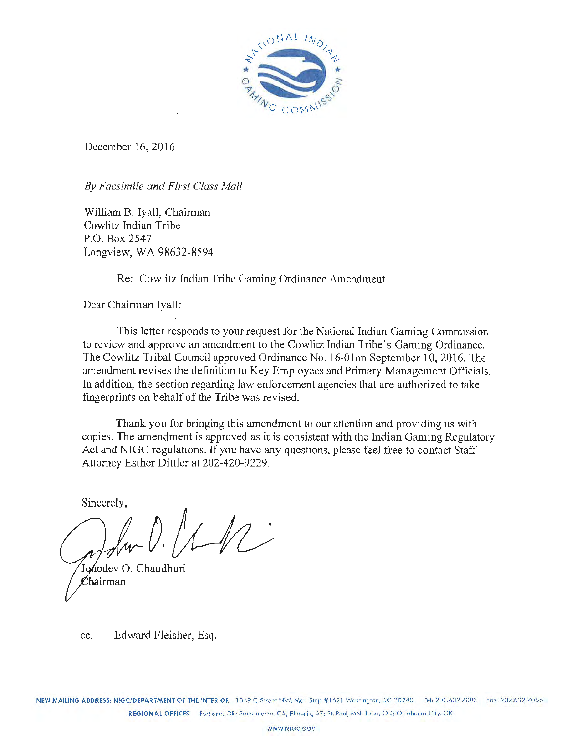December 16, 2016

*By Facsimile and First Class Mail*

William B. Iyall, Chairman
Cowlitz Indian Tribe
P.O. Box 2547
Longview, WA 98632-8594

Re: Cowlitz Indian Tribe Gaming Ordinance Amendment

Dear Chairman Iyall:

This letter responds to your request for the National Indian Gaming Commission to review and approve an amendment to the Cowlitz Indian Tribe's Gaming Ordinance. The Cowlitz Tribal Council approved Ordinance No. 16-01on September 10, 2016. The amendment revises the definition to Key Employees and Primary Management Officials. In addition, the section regarding law enforcement agencies that are authorized to take fingerprints on behalf of the Tribe was revised.

Thank you for bringing this amendment to our attention and providing us with copies. The amendment is approved as it is consistent with the Indian Gaming Regulatory Act and NIGC regulations. If you have any questions, please feel free to contact Staff Attorney Esther Dittler at 202-420-9229.

Sincerely,

Jonodev O. Chaudhuri
Chairman

cc: Edward Fleisher, Esq.

NEW MAILING ADDRESS: NIGC/DEPARTMENT OF THE INTERIOR 1849 C Street NW, Mail Stop #1621 Washington, DC 20240 Tel: 202.632.7003 Fax: 202.632.7066
REGIONAL OFFICES Portland, OR; Sacramento, CA; Phoenix, AZ; St. Paul, MN; Tulsa, OK; Oklahoma City, OK
WWW.NIGC.GOV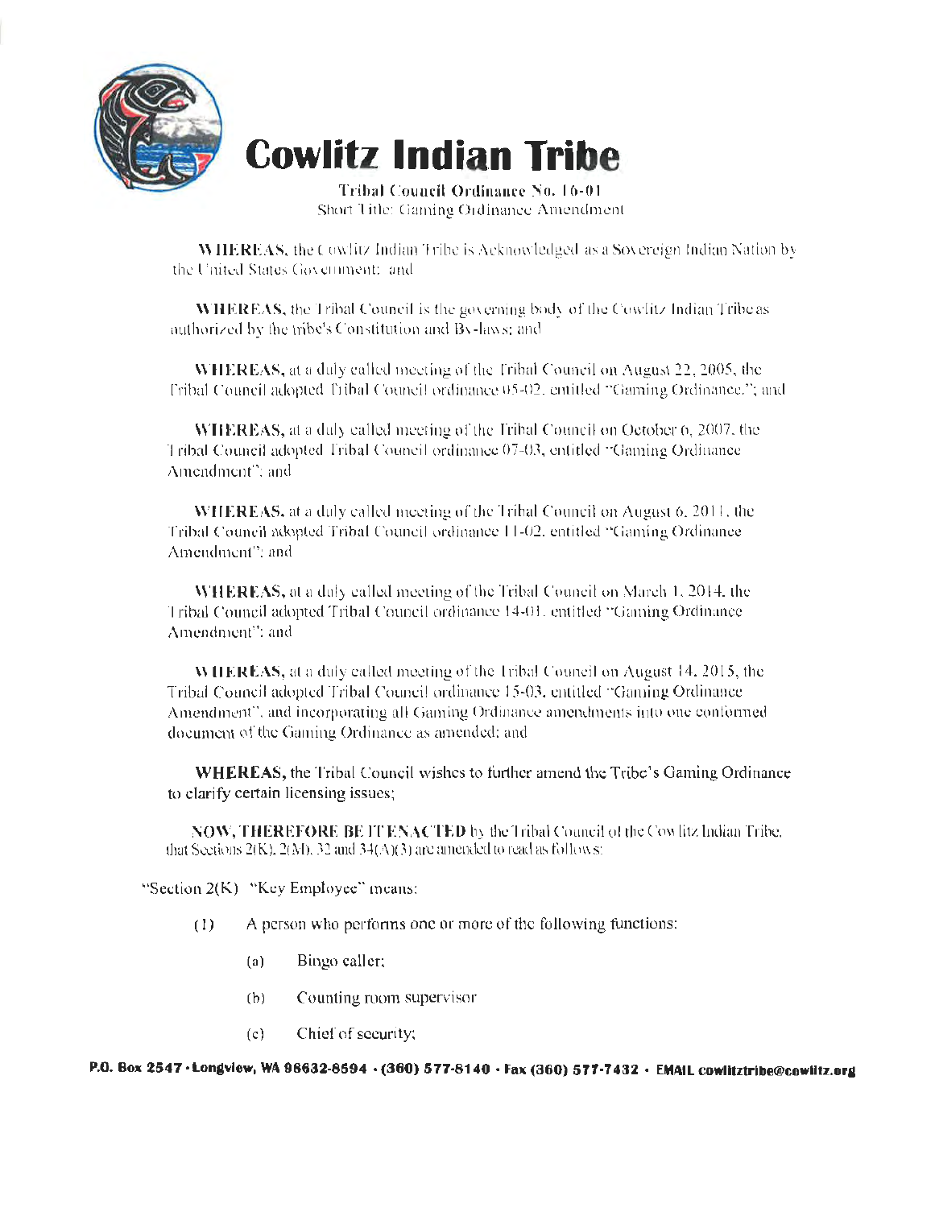# Cowlitz Indian Tribe

**Tribal Council Ordinance No. 16-01**
Short Title: Gaming Ordinance Amendment

**WHEREAS,** the Cowlitz Indian Tribe is Acknowledged as a Sovereign Indian Nation by the United States Government; and

**WHEREAS,** the Tribal Council is the governing body of the Cowlitz Indian Tribe as authorized by the tribe's Constitution and By-laws; and

**WHEREAS,** at a duly called meeting of the Tribal Council on August 22, 2005, the Tribal Council adopted Tribal Council ordinance 05-02, entitled "Gaming Ordinance."; and

**WHEREAS,** at a duly called meeting of the Tribal Council on October 6, 2007, the Tribal Council adopted Tribal Council ordinance 07-03, entitled "Gaming Ordinance Amendment"; and

**WHEREAS,** at a duly called meeting of the Tribal Council on August 6, 2011, the Tribal Council adopted Tribal Council ordinance 11-02, entitled "Gaming Ordinance Amendment"; and

**WHEREAS,** at a duly called meeting of the Tribal Council on March 1, 2014, the Tribal Council adopted Tribal Council ordinance 14-01, entitled "Gaming Ordinance Amendment"; and

**WHEREAS,** at a duly called meeting of the Tribal Council on August 14, 2015, the Tribal Council adopted Tribal Council ordinance 15-03, entitled "Gaming Ordinance Amendment", and incorporating all Gaming Ordinance amendments into one conformed document of the Gaming Ordinance as amended; and

**WHEREAS,** the Tribal Council wishes to further amend the Tribe's Gaming Ordinance to clarify certain licensing issues;

**NOW, THEREFORE BE IT ENACTED** by the Tribal Council of the Cowlitz Indian Tribe, that Sections 2(K), 2(M), 32 and 34(A)(3) are amended to read as follows:

"Section 2(K) "Key Employee" means:

(1) A person who performs one or more of the following functions:

(a) Bingo caller;

(b) Counting room supervisor

(c) Chief of security;

P.O. Box 2547 · Longview, WA 98632-8594 · (360) 577-8140 · Fax (360) 577-7432 · EMAIL cowlitztribe@cowlitz.org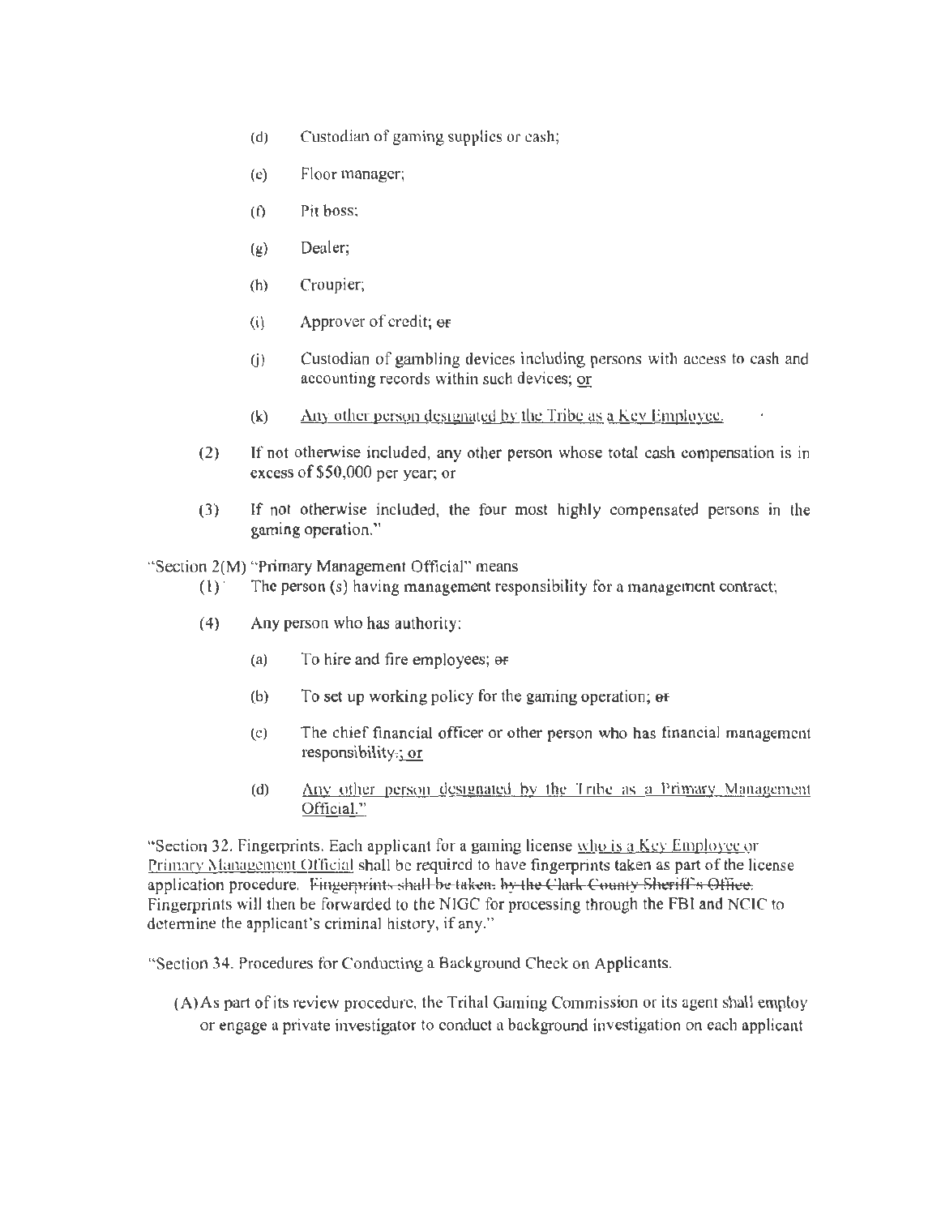(d) Custodian of gaming supplies or cash;

(e) Floor manager;

(f) Pit boss;

(g) Dealer;

(h) Croupier;

(i) Approver of credit; ~~or~~

(j) Custodian of gambling devices including persons with access to cash and accounting records within such devices; <u>or</u>

(k) <u>Any other person designated by the Tribe as a Key Employee.</u>

(2) If not otherwise included, any other person whose total cash compensation is in excess of $50,000 per year; or

(3) If not otherwise included, the four most highly compensated persons in the gaming operation."

"Section 2(M) "Primary Management Official" means

(1) The person (s) having management responsibility for a management contract;

(4) Any person who has authority:

(a) To hire and fire employees; ~~or~~

(b) To set up working policy for the gaming operation; ~~or~~

(c) The chief financial officer or other person who has financial management responsibility~~.~~<u>; or</u>

(d) <u>Any other person designated by the Tribe as a Primary Management Official.</u>"

"Section 32. Fingerprints. Each applicant for a gaming license <u>who is a Key Employee or Primary Management Official</u> shall be required to have fingerprints taken as part of the license application procedure. ~~Fingerprints shall be taken. by the Clark County Sheriff's Office.~~ Fingerprints will then be forwarded to the NIGC for processing through the FBI and NCIC to determine the applicant's criminal history, if any."

"Section 34. Procedures for Conducting a Background Check on Applicants.

(A) As part of its review procedure, the Tribal Gaming Commission or its agent shall employ or engage a private investigator to conduct a background investigation on each applicant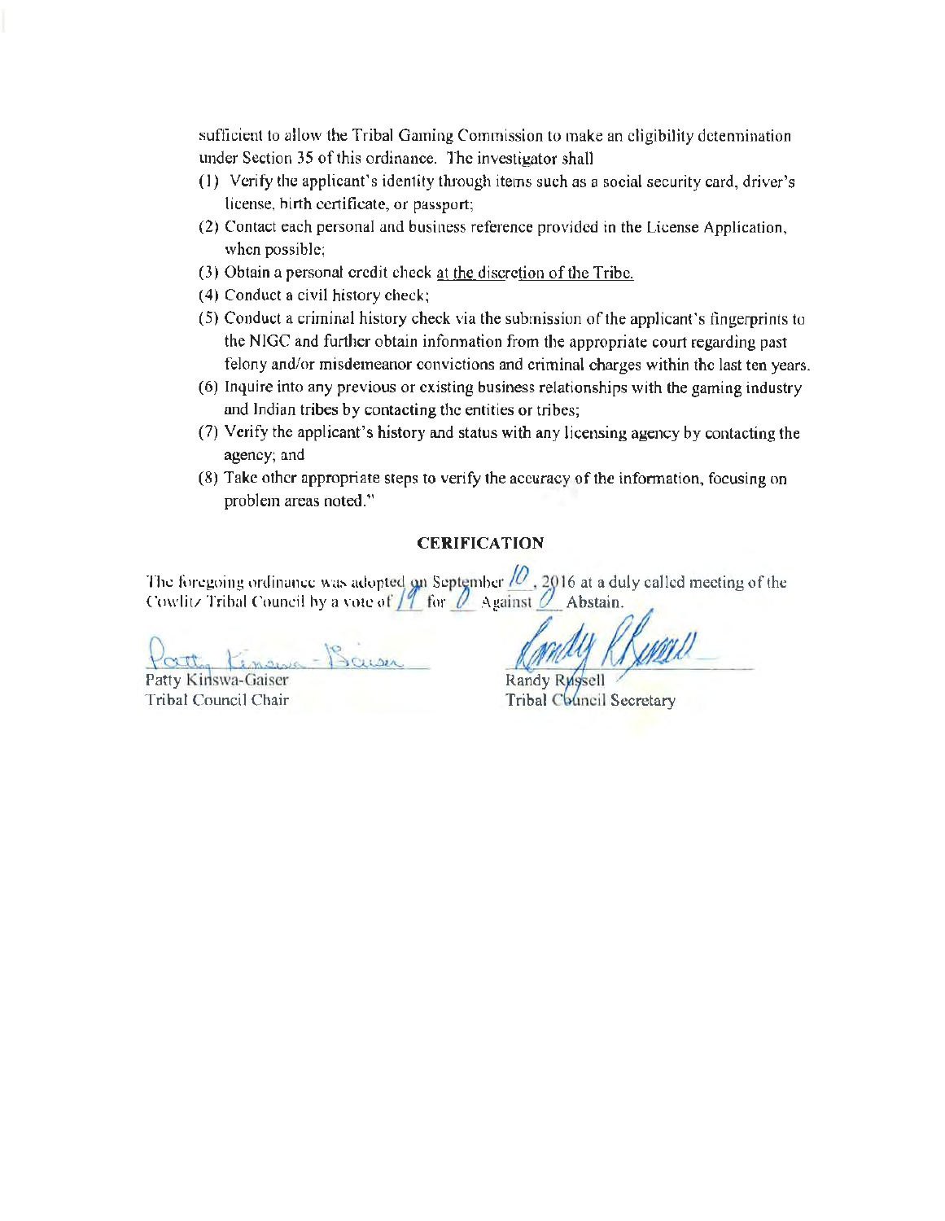sufficient to allow the Tribal Gaming Commission to make an eligibility determination under Section 35 of this ordinance. The investigator shall

(1) Verify the applicant's identity through items such as a social security card, driver's license, birth certificate, or passport;
(2) Contact each personal and business reference provided in the License Application, when possible;
(3) Obtain a personal credit check at the discretion of the Tribe.
(4) Conduct a civil history check;
(5) Conduct a criminal history check via the submission of the applicant's fingerprints to the NIGC and further obtain information from the appropriate court regarding past felony and/or misdemeanor convictions and criminal charges within the last ten years.
(6) Inquire into any previous or existing business relationships with the gaming industry and Indian tribes by contacting the entities or tribes;
(7) Verify the applicant's history and status with any licensing agency by contacting the agency; and
(8) Take other appropriate steps to verify the accuracy of the information, focusing on problem areas noted."

**CERIFICATION**

The foregoing ordinance was adopted on September 10, 2016 at a duly called meeting of the Cowlitz Tribal Council by a vote of 19 for 0 Against 0 Abstain.

Patty Kinswa-Gaiser
Tribal Council Chair

Randy Russell
Tribal Council Secretary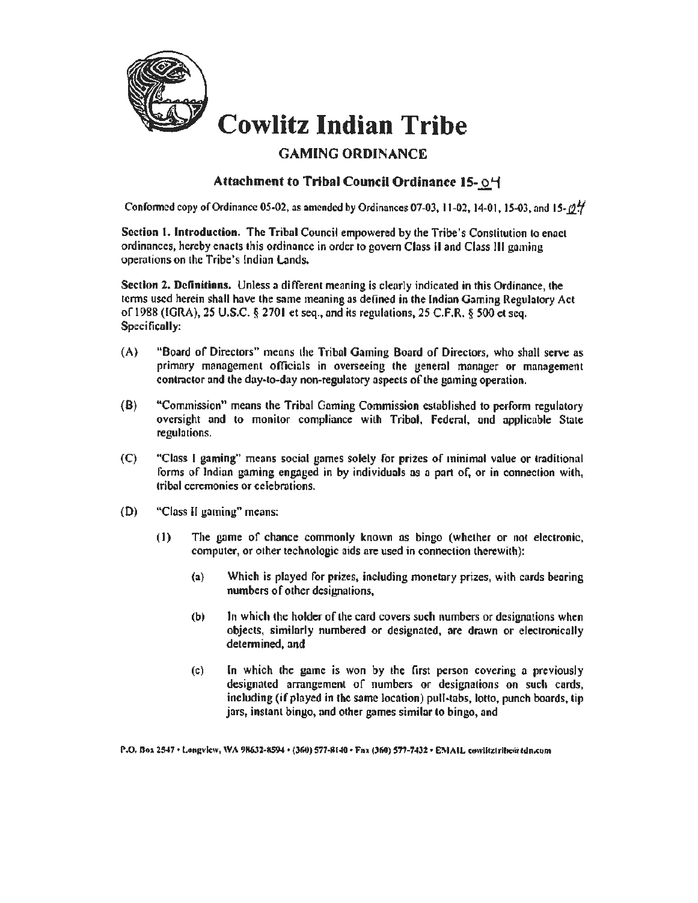# Cowlitz Indian Tribe

## GAMING ORDINANCE

### Attachment to Tribal Council Ordinance 15-04

Conformed copy of Ordinance 05-02, as amended by Ordinances 07-03, 11-02, 14-01, 15-03, and 15-04

**Section 1. Introduction.** The Tribal Council empowered by the Tribe's Constitution to enact ordinances, hereby enacts this ordinance in order to govern Class II and Class III gaming operations on the Tribe's Indian Lands.

**Section 2. Definitions.** Unless a different meaning is clearly indicated in this Ordinance, the terms used herein shall have the same meaning as defined in the Indian Gaming Regulatory Act of 1988 (IGRA), 25 U.S.C. § 2701 et seq., and its regulations, 25 C.F.R. § 500 et seq. Specifically:

(A) "Board of Directors" means the Tribal Gaming Board of Directors, who shall serve as primary management officials in overseeing the general manager or management contractor and the day-to-day non-regulatory aspects of the gaming operation.

(B) "Commission" means the Tribal Gaming Commission established to perform regulatory oversight and to monitor compliance with Tribal, Federal, and applicable State regulations.

(C) "Class I gaming" means social games solely for prizes of minimal value or traditional forms of Indian gaming engaged in by individuals as a part of, or in connection with, tribal ceremonies or celebrations.

(D) "Class II gaming" means:

(1) The game of chance commonly known as bingo (whether or not electronic, computer, or other technologic aids are used in connection therewith):

(a) Which is played for prizes, including monetary prizes, with cards bearing numbers of other designations,

(b) In which the holder of the card covers such numbers or designations when objects, similarly numbered or designated, are drawn or electronically determined, and

(c) In which the game is won by the first person covering a previously designated arrangement of numbers or designations on such cards, including (if played in the same location) pull-tabs, lotto, punch boards, tip jars, instant bingo, and other games similar to bingo, and

P.O. Box 2547 • Longview, WA 98632-8594 • (360) 577-8140 • Fax (360) 577-7432 • EMAIL cowlitztribe@tdn.com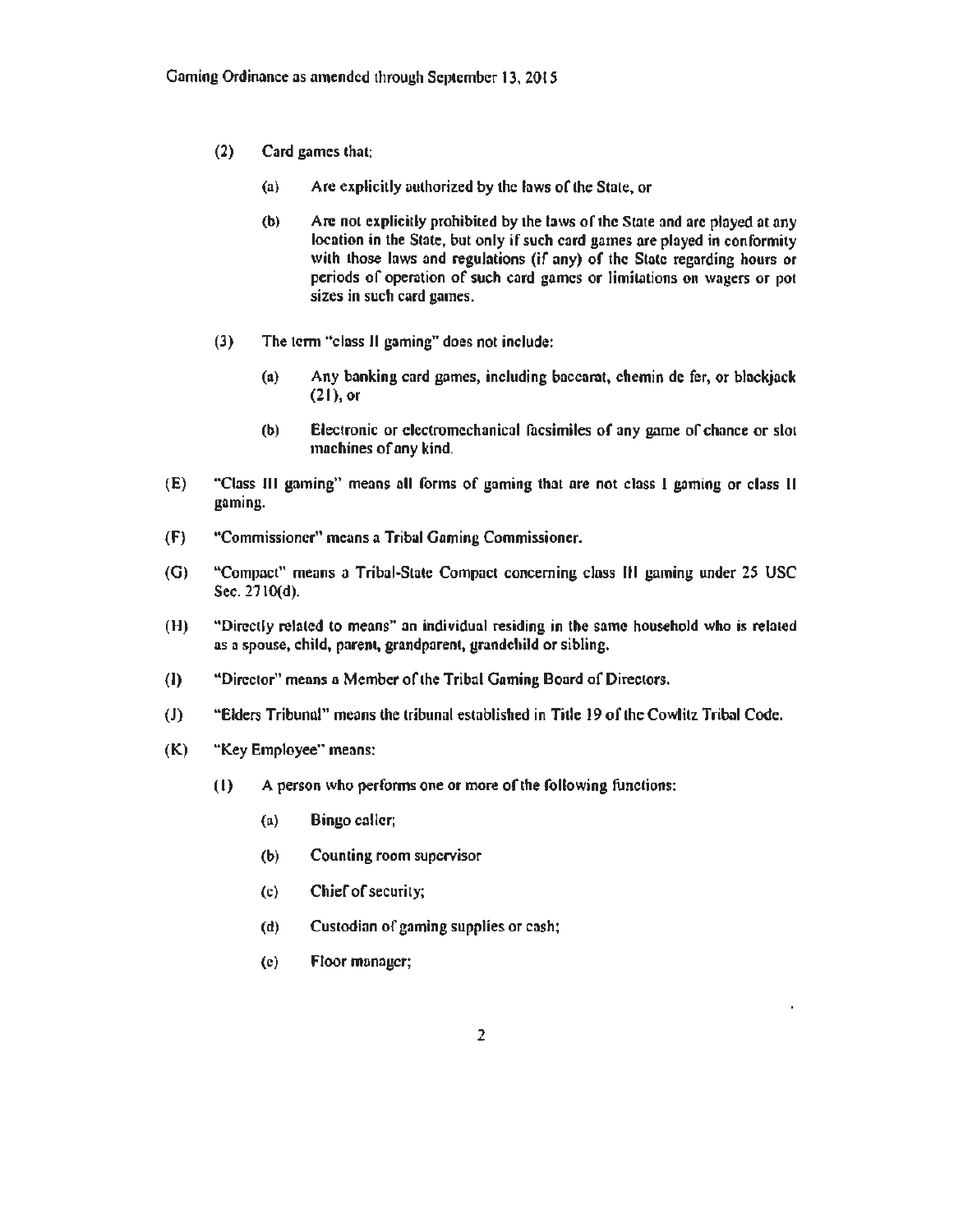(2) Card games that:

(a) Are explicitly authorized by the laws of the State, or

(b) Are not explicitly prohibited by the laws of the State and are played at any location in the State, but only if such card games are played in conformity with those laws and regulations (if any) of the State regarding hours or periods of operation of such card games or limitations on wagers or pot sizes in such card games.

(3) The term "class II gaming" does not include:

(a) Any banking card games, including baccarat, chemin de fer, or blackjack (21), or

(b) Electronic or electromechanical facsimiles of any game of chance or slot machines of any kind.

(E) "Class III gaming" means all forms of gaming that are not class I gaming or class II gaming.

(F) "Commissioner" means a Tribal Gaming Commissioner.

(G) "Compact" means a Tribal-State Compact concerning class III gaming under 25 USC Sec. 2710(d).

(H) "Directly related to means" an individual residing in the same household who is related as a spouse, child, parent, grandparent, grandchild or sibling.

(I) "Director" means a Member of the Tribal Gaming Board of Directors.

(J) "Elders Tribunal" means the tribunal established in Title 19 of the Cowlitz Tribal Code.

(K) "Key Employee" means:

(1) A person who performs one or more of the following functions:

(a) Bingo caller;

(b) Counting room supervisor

(c) Chief of security;

(d) Custodian of gaming supplies or cash;

(e) Floor manager;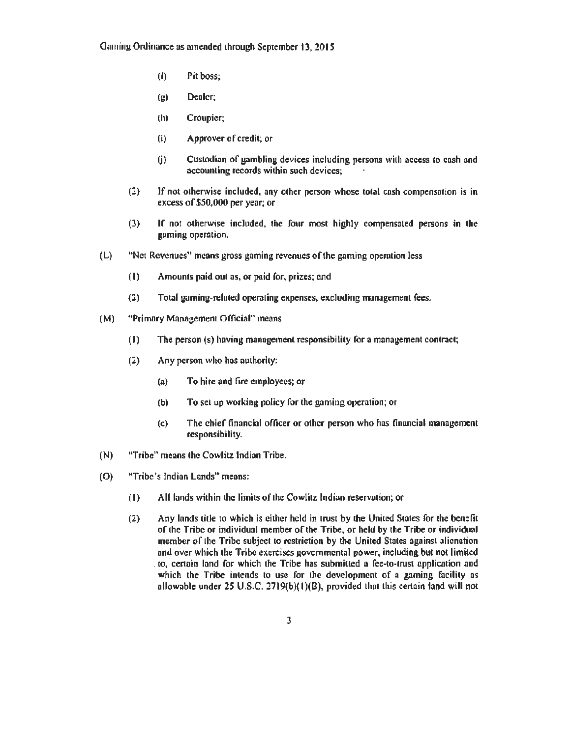- (f) Pit boss;
- (g) Dealer;
- (h) Croupier;
- (i) Approver of credit; or
- (j) Custodian of gambling devices including persons with access to cash and accounting records within such devices;

(2) If not otherwise included, any other person whose total cash compensation is in excess of $50,000 per year; or

(3) If not otherwise included, the four most highly compensated persons in the gaming operation.

(L) "Net Revenues" means gross gaming revenues of the gaming operation less

- (1) Amounts paid out as, or paid for, prizes; and
- (2) Total gaming-related operating expenses, excluding management fees.

(M) "Primary Management Official" means

- (1) The person (s) having management responsibility for a management contract;
- (2) Any person who has authority:
  - (a) To hire and fire employees; or
  - (b) To set up working policy for the gaming operation; or
  - (c) The chief financial officer or other person who has financial management responsibility.

(N) "Tribe" means the Cowlitz Indian Tribe.

(O) "Tribe's Indian Lands" means:

- (1) All lands within the limits of the Cowlitz Indian reservation; or
- (2) Any lands title to which is either held in trust by the United States for the benefit of the Tribe or individual member of the Tribe, or held by the Tribe or individual member of the Tribe subject to restriction by the United States against alienation and over which the Tribe exercises governmental power, including but not limited to, certain land for which the Tribe has submitted a fee-to-trust application and which the Tribe intends to use for the development of a gaming facility as allowable under 25 U.S.C. 2719(b)(1)(B), provided that this certain land will not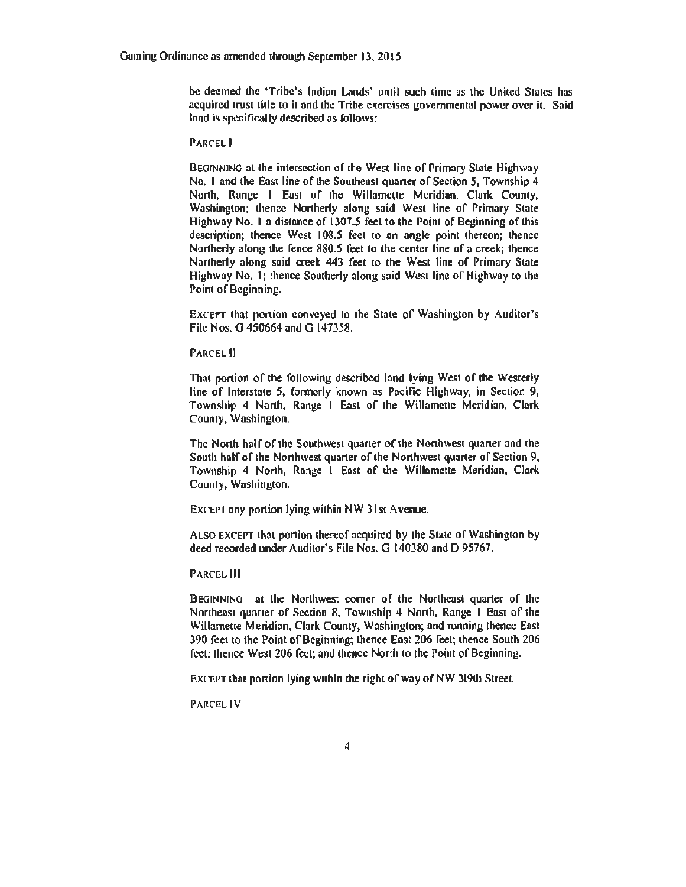be deemed the 'Tribe's Indian Lands' until such time as the United States has acquired trust title to it and the Tribe exercises governmental power over it. Said land is specifically described as follows:

PARCEL I

BEGINNING at the intersection of the West line of Primary State Highway No. 1 and the East line of the Southeast quarter of Section 5, Township 4 North, Range 1 East of the Willamette Meridian, Clark County, Washington; thence Northerly along said West line of Primary State Highway No. 1 a distance of 1307.5 feet to the Point of Beginning of this description; thence West 108.5 feet to an angle point thereon; thence Northerly along the fence 880.5 feet to the center line of a creek; thence Northerly along said creek 443 feet to the West line of Primary State Highway No. 1; thence Southerly along said West line of Highway to the Point of Beginning.

EXCEPT that portion conveyed to the State of Washington by Auditor's File Nos. G 450664 and G 147358.

PARCEL II

That portion of the following described land lying West of the Westerly line of Interstate 5, formerly known as Pacific Highway, in Section 9, Township 4 North, Range 1 East of the Willamette Meridian, Clark County, Washington.

The North half of the Southwest quarter of the Northwest quarter and the South half of the Northwest quarter of the Northwest quarter of Section 9, Township 4 North, Range 1 East of the Willamette Meridian, Clark County, Washington.

EXCEPT any portion lying within NW 31st Avenue.

ALSO EXCEPT that portion thereof acquired by the State of Washington by deed recorded under Auditor's File Nos. G 140380 and D 95767.

PARCEL III

BEGINNING at the Northwest corner of the Northeast quarter of the Northeast quarter of Section 8, Township 4 North, Range 1 East of the Willamette Meridian, Clark County, Washington; and running thence East 390 feet to the Point of Beginning; thence East 206 feet; thence South 206 feet; thence West 206 feet; and thence North to the Point of Beginning.

EXCEPT that portion lying within the right of way of NW 319th Street.

PARCEL IV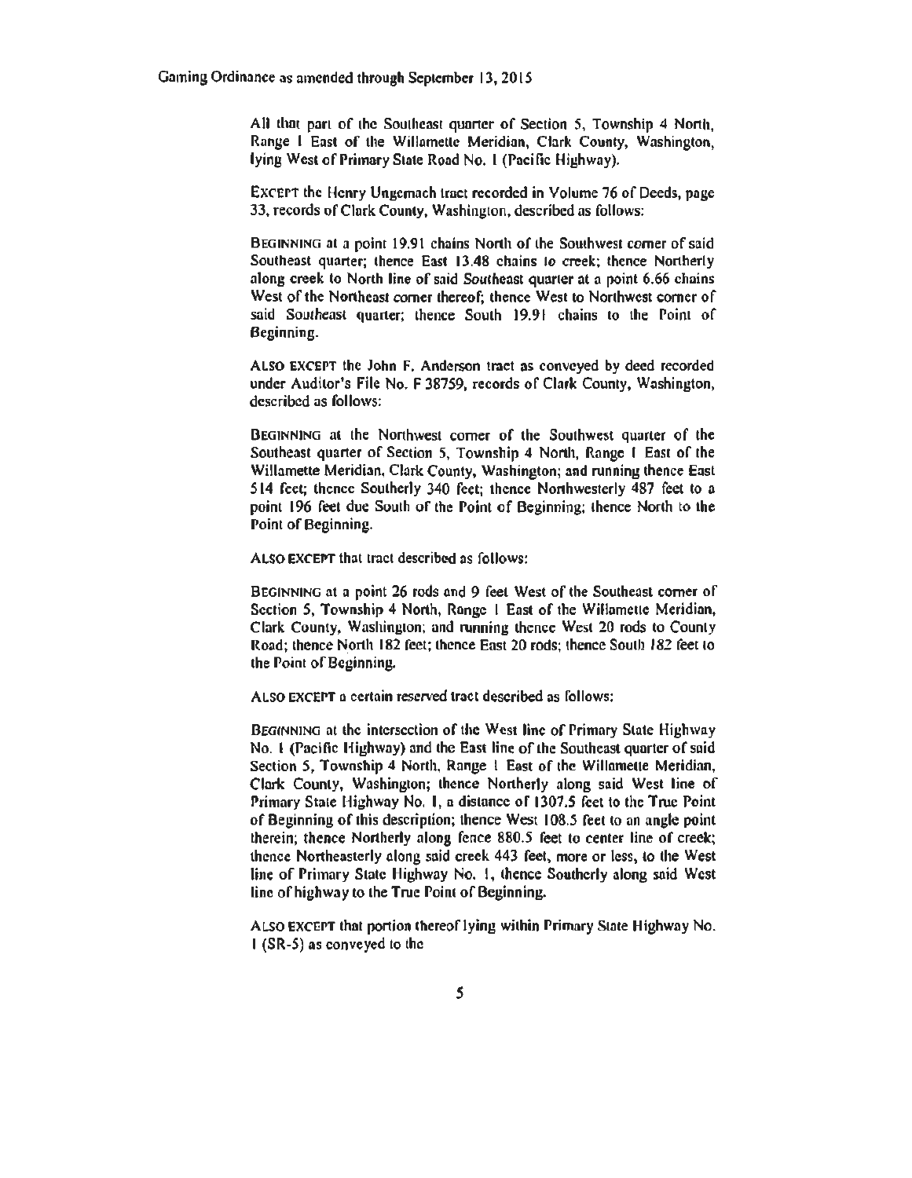All that part of the Southeast quarter of Section 5, Township 4 North, Range 1 East of the Willamette Meridian, Clark County, Washington, lying West of Primary State Road No. 1 (Pacific Highway).

EXCEPT the Henry Ungemach tract recorded in Volume 76 of Deeds, page 33, records of Clark County, Washington, described as follows:

BEGINNING at a point 19.91 chains North of the Southwest corner of said Southeast quarter; thence East 13.48 chains to creek; thence Northerly along creek to North line of said *Southeast* quarter at a point 6.66 chains West of the Northeast corner thereof; thence West to Northwest corner of said *Southeast* quarter; thence South 19.91 chains to the Point of Beginning.

ALSO EXCEPT the John F. Anderson tract as conveyed by deed recorded under Auditor's File No. F 38759, records of Clark County, Washington, described as follows:

BEGINNING at the Northwest corner of the Southwest quarter of the Southeast quarter of Section 5, Township 4 North, Range 1 East of the Willamette Meridian, Clark County, Washington; and running thence East 514 feet; thence Southerly 340 feet; thence Northwesterly 487 feet to a point 196 feet due South of the Point of Beginning; thence North to the Point of Beginning.

ALSO EXCEPT that tract described as follows:

BEGINNING at a point 26 rods and 9 feet West of the Southeast corner of Section 5, Township 4 North, Range 1 East of the Willamette Meridian, Clark County, Washington; and running thence West 20 rods to County Road; thence North 182 feet; thence East 20 rods; thence South 182 feet to the Point of Beginning.

ALSO EXCEPT a certain reserved tract described as follows:

BEGINNING at the intersection of the West line of Primary State Highway No. 1 (Pacific Highway) and the East line of the Southeast quarter of said Section 5, Township 4 North, Range 1 East of the Willamette Meridian, Clark County, Washington; thence Northerly along said West line of Primary State Highway No. 1, a distance of 1307.5 feet to the True Point of Beginning of this description; thence West 108.5 feet to an angle point therein; thence Northerly along fence 880.5 feet to center line of creek; thence Northeasterly along said creek 443 feet, more or less, to the West line of Primary State Highway No. 1, thence Southerly along said West line of highway to the True Point of Beginning.

ALSO EXCEPT that portion thereof lying within Primary State Highway No. 1 (SR-5) as conveyed to the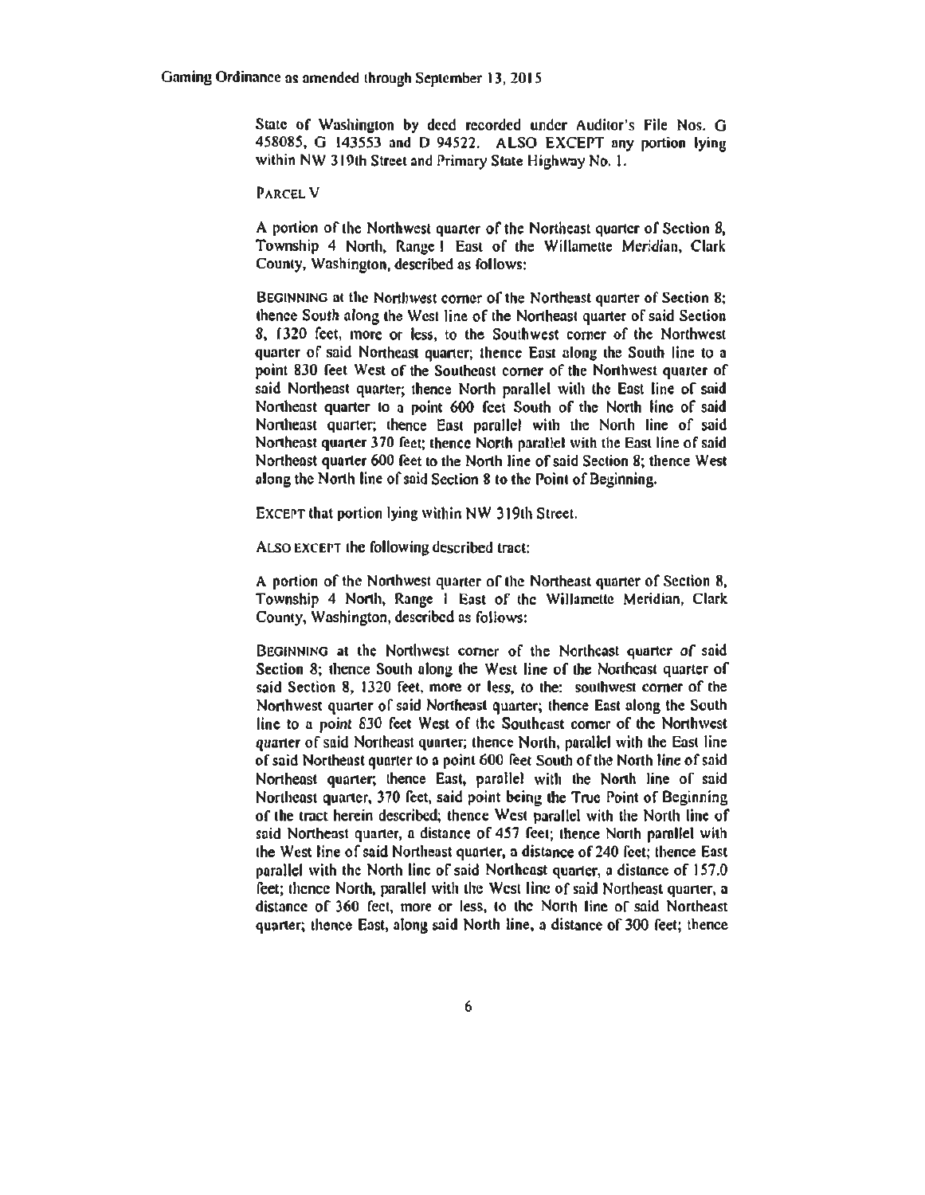State of Washington by deed recorded under Auditor's File Nos. G 458085, G 143553 and D 94522. ALSO EXCEPT any portion lying within NW 319th Street and Primary State Highway No. 1.

PARCEL V

A portion of the Northwest quarter of the Northeast quarter of Section 8, Township 4 North, Range 1 East of the Willamette Meridian, Clark County, Washington, described as follows:

BEGINNING at the Northwest corner of the Northeast quarter of Section 8; thence South along the West line of the Northeast quarter of said Section 8, 1320 feet, more or less, to the Southwest corner of the Northwest quarter of said Northeast quarter; thence East along the South line to a point 830 feet West of the Southeast corner of the Northwest quarter of said Northeast quarter; thence North parallel with the East line of said Northeast quarter to a point 600 feet South of the North line of said Northeast quarter; thence East parallel with the North line of said Northeast quarter 370 feet; thence North parallel with the East line of said Northeast quarter 600 feet to the North line of said Section 8; thence West along the North line of said Section 8 to the Point of Beginning.

EXCEPT that portion lying within NW 319th Street.

ALSO EXCEPT the following described tract:

A portion of the Northwest quarter of the Northeast quarter of Section 8, Township 4 North, Range 1 East of the Willamette Meridian, Clark County, Washington, described as follows:

BEGINNING at the Northwest corner of the Northeast quarter of said Section 8; thence South along the West line of the Northeast quarter of said Section 8, 1320 feet, more or less, to the: southwest corner of the Northwest quarter of said Northeast quarter; thence East along the South line to a point 830 feet West of the Southeast corner of the Northwest quarter of said Northeast quarter; thence North, parallel with the East line of said Northeast quarter to a point 600 feet South of the North line of said Northeast quarter; thence East, parallel with the North line of said Northeast quarter, 370 feet, said point being the True Point of Beginning of the tract herein described; thence West parallel with the North line of said Northeast quarter, a distance of 457 feet; thence North parallel with the West line of said Northeast quarter, a distance of 240 feet; thence East parallel with the North line of said Northeast quarter, a distance of 157.0 feet; thence North, parallel with the West line of said Northeast quarter, a distance of 360 feet, more or less, to the North line of said Northeast quarter; thence East, along said North line, a distance of 300 feet; thence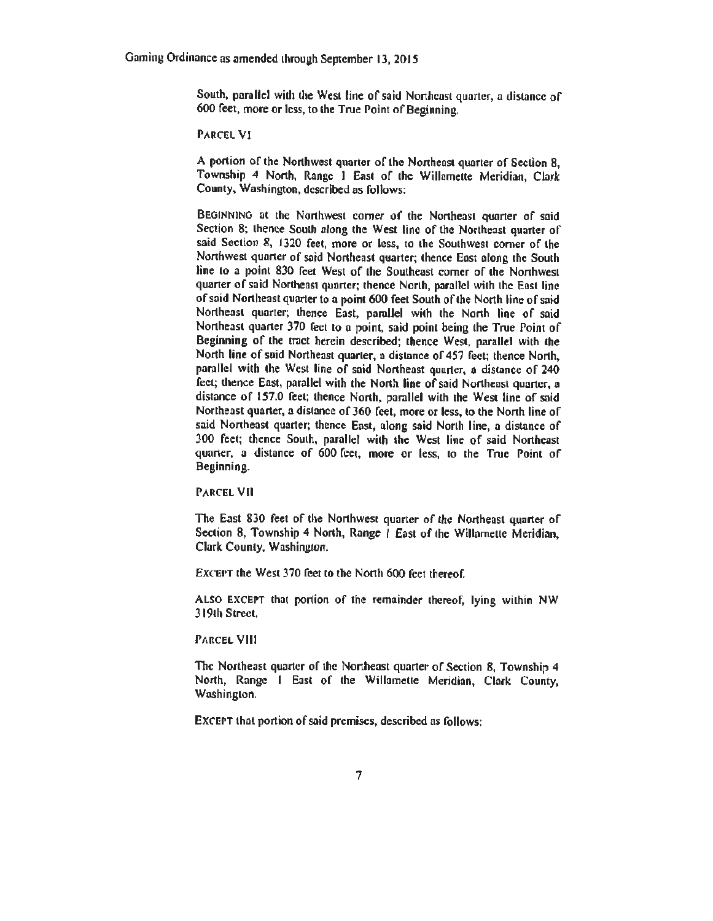South, parallel with the West line of said Northeast quarter, a distance of 600 feet, more or less, to the True Point of Beginning.

PARCEL VI

A portion of the Northwest quarter of the Northeast quarter of Section 8, Township 4 North, Range 1 East of the Willamette Meridian, Clark County, Washington, described as follows:

BEGINNING at the Northwest corner of the Northeast quarter of said Section 8; thence South along the West line of the Northeast quarter of said Section 8, 1320 feet, more or less, to the Southwest corner of the Northwest quarter of said Northeast quarter; thence East along the South line to a point 830 feet West of the Southeast corner of the Northwest quarter of said Northeast quarter; thence North, parallel with the East line of said Northeast quarter to a point 600 feet South of the North line of said Northeast quarter; thence East, parallel with the North line of said Northeast quarter 370 feet to a point, said point being the True Point of Beginning of the tract herein described; thence West, parallel with the North line of said Northeast quarter, a distance of 457 feet; thence North, parallel with the West line of said Northeast quarter, a distance of 240 feet; thence East, parallel with the North line of said Northeast quarter, a distance of 157.0 feet; thence North, parallel with the West line of said Northeast quarter, a distance of 360 feet, more or less, to the North line of said Northeast quarter; thence East, along said North line, a distance of 300 feet; thence South, parallel with the West line of said Northeast quarter, a distance of 600 feet, more or less, to the True Point of Beginning.

PARCEL VII

The East 830 feet of the Northwest quarter of the Northeast quarter of Section 8, Township 4 North, Range 1 East of the Willamette Meridian, Clark County, Washington.

EXCEPT the West 370 feet to the North 600 feet thereof.

ALSO EXCEPT that portion of the remainder thereof, lying within NW 319th Street.

PARCEL VIII

The Northeast quarter of the Northeast quarter of Section 8, Township 4 North, Range 1 East of the Willamette Meridian, Clark County, Washington.

EXCEPT that portion of said premises, described as follows: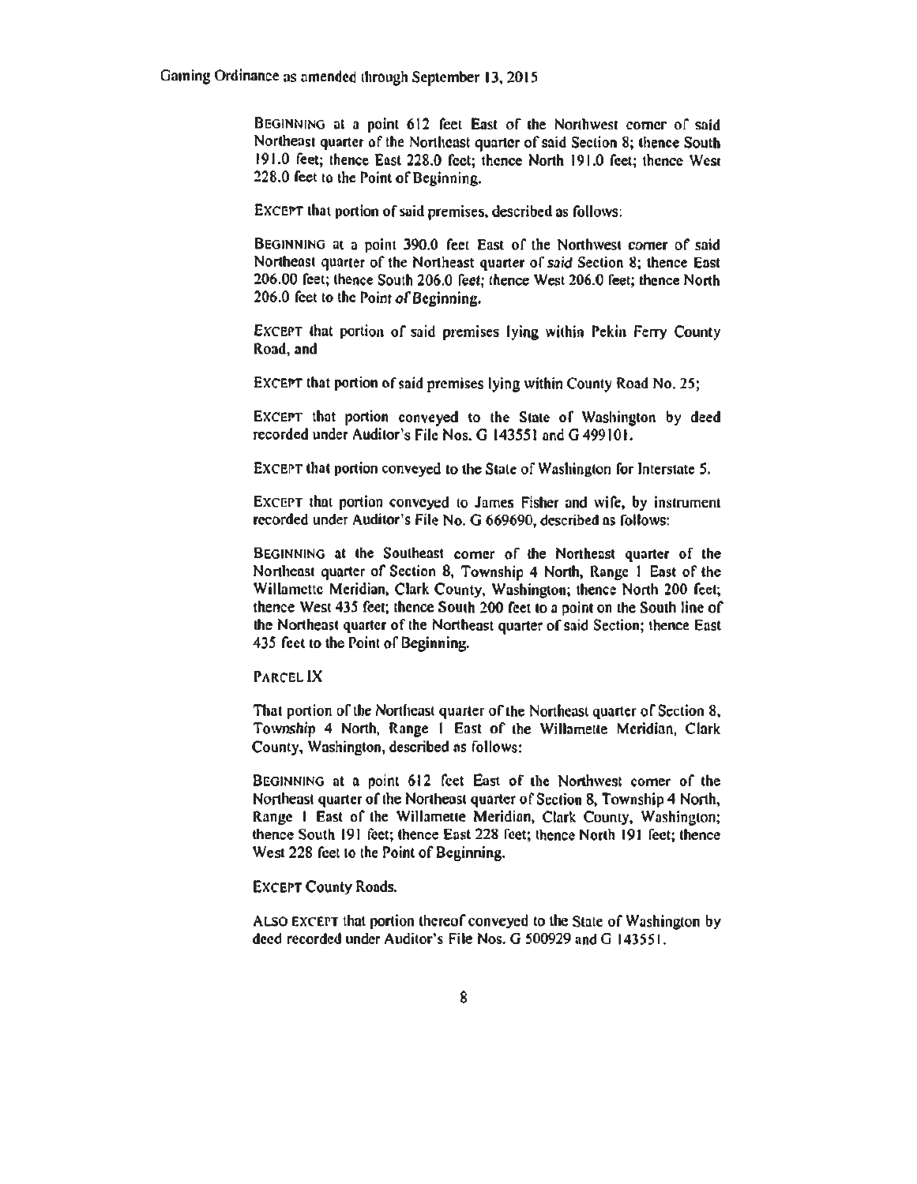BEGINNING at a point 612 feet East of the Northwest corner of said Northeast quarter of the Northeast quarter of said Section 8; thence South 191.0 feet; thence East 228.0 feet; thence North 191.0 feet; thence West 228.0 feet to the Point of Beginning.

EXCEPT that portion of said premises, described as follows:

BEGINNING at a point 390.0 feet East of the Northwest corner of said Northeast quarter of the Northeast quarter of said Section 8; thence East 206.00 feet; thence South 206.0 feet; thence West 206.0 feet; thence North 206.0 feet to the Point of Beginning.

EXCEPT that portion of said premises lying within Pekin Ferry County Road, and

EXCEPT that portion of said premises lying within County Road No. 25;

EXCEPT that portion conveyed to the State of Washington by deed recorded under Auditor's File Nos. G 143551 and G 499101.

EXCEPT that portion conveyed to the State of Washington for Interstate 5.

EXCEPT that portion conveyed to James Fisher and wife, by instrument recorded under Auditor's File No. G 669690, described as follows:

BEGINNING at the Southeast corner of the Northeast quarter of the Northeast quarter of Section 8, Township 4 North, Range 1 East of the Willamette Meridian, Clark County, Washington; thence North 200 feet; thence West 435 feet; thence South 200 feet to a point on the South line of the Northeast quarter of the Northeast quarter of said Section; thence East 435 feet to the Point of Beginning.

PARCEL IX

That portion of the Northeast quarter of the Northeast quarter of Section 8, Township 4 North, Range 1 East of the Willamette Meridian, Clark County, Washington, described as follows:

BEGINNING at a point 612 feet East of the Northwest corner of the Northeast quarter of the Northeast quarter of Section 8, Township 4 North, Range 1 East of the Willamette Meridian, Clark County, Washington; thence South 191 feet; thence East 228 feet; thence North 191 feet; thence West 228 feet to the Point of Beginning.

EXCEPT County Roads.

ALSO EXCEPT that portion thereof conveyed to the State of Washington by deed recorded under Auditor's File Nos. G 500929 and G 143551.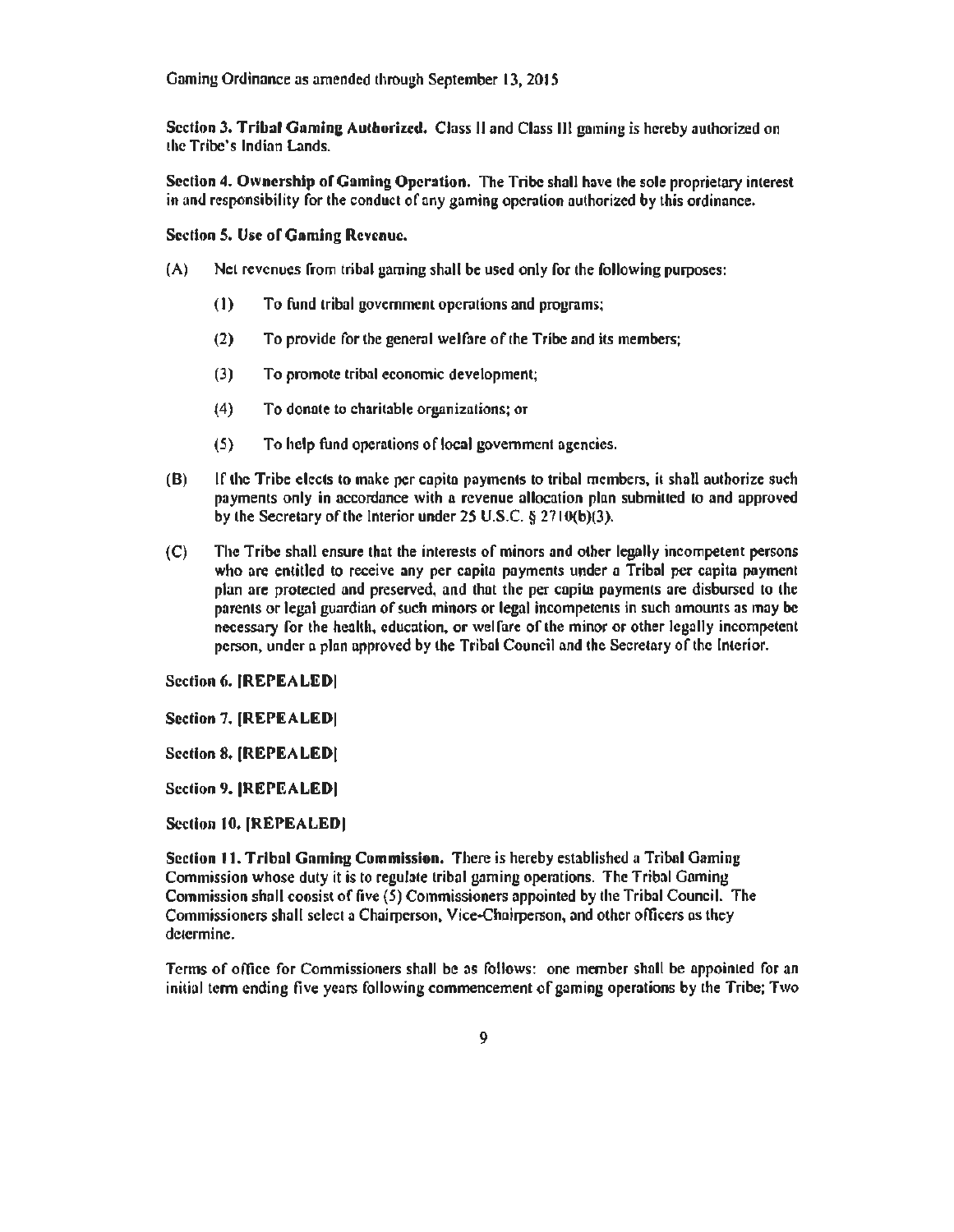**Section 3. Tribal Gaming Authorized.** Class II and Class III gaming is hereby authorized on the Tribe's Indian Lands.

**Section 4. Ownership of Gaming Operation.** The Tribe shall have the sole proprietary interest in and responsibility for the conduct of any gaming operation authorized by this ordinance.

**Section 5. Use of Gaming Revenue.**

(A) Net revenues from tribal gaming shall be used only for the following purposes:

  (1) To fund tribal government operations and programs;

  (2) To provide for the general welfare of the Tribe and its members;

  (3) To promote tribal economic development;

  (4) To donate to charitable organizations; or

  (5) To help fund operations of local government agencies.

(B) If the Tribe elects to make per capita payments to tribal members, it shall authorize such payments only in accordance with a revenue allocation plan submitted to and approved by the Secretary of the Interior under 25 U.S.C. § 2710(b)(3).

(C) The Tribe shall ensure that the interests of minors and other legally incompetent persons who are entitled to receive any per capita payments under a Tribal per capita payment plan are protected and preserved, and that the per capita payments are disbursed to the parents or legal guardian of such minors or legal incompetents in such amounts as may be necessary for the health, education, or welfare of the minor or other legally incompetent person, under a plan approved by the Tribal Council and the Secretary of the Interior.

**Section 6. [REPEALED]**

**Section 7. [REPEALED]**

**Section 8. [REPEALED]**

**Section 9. [REPEALED]**

**Section 10. [REPEALED]**

**Section 11. Tribal Gaming Commission.** There is hereby established a Tribal Gaming Commission whose duty it is to regulate tribal gaming operations. The Tribal Gaming Commission shall consist of five (5) Commissioners appointed by the Tribal Council. The Commissioners shall select a Chairperson, Vice-Chairperson, and other officers as they determine.

Terms of office for Commissioners shall be as follows: one member shall be appointed for an initial term ending five years following commencement of gaming operations by the Tribe; Two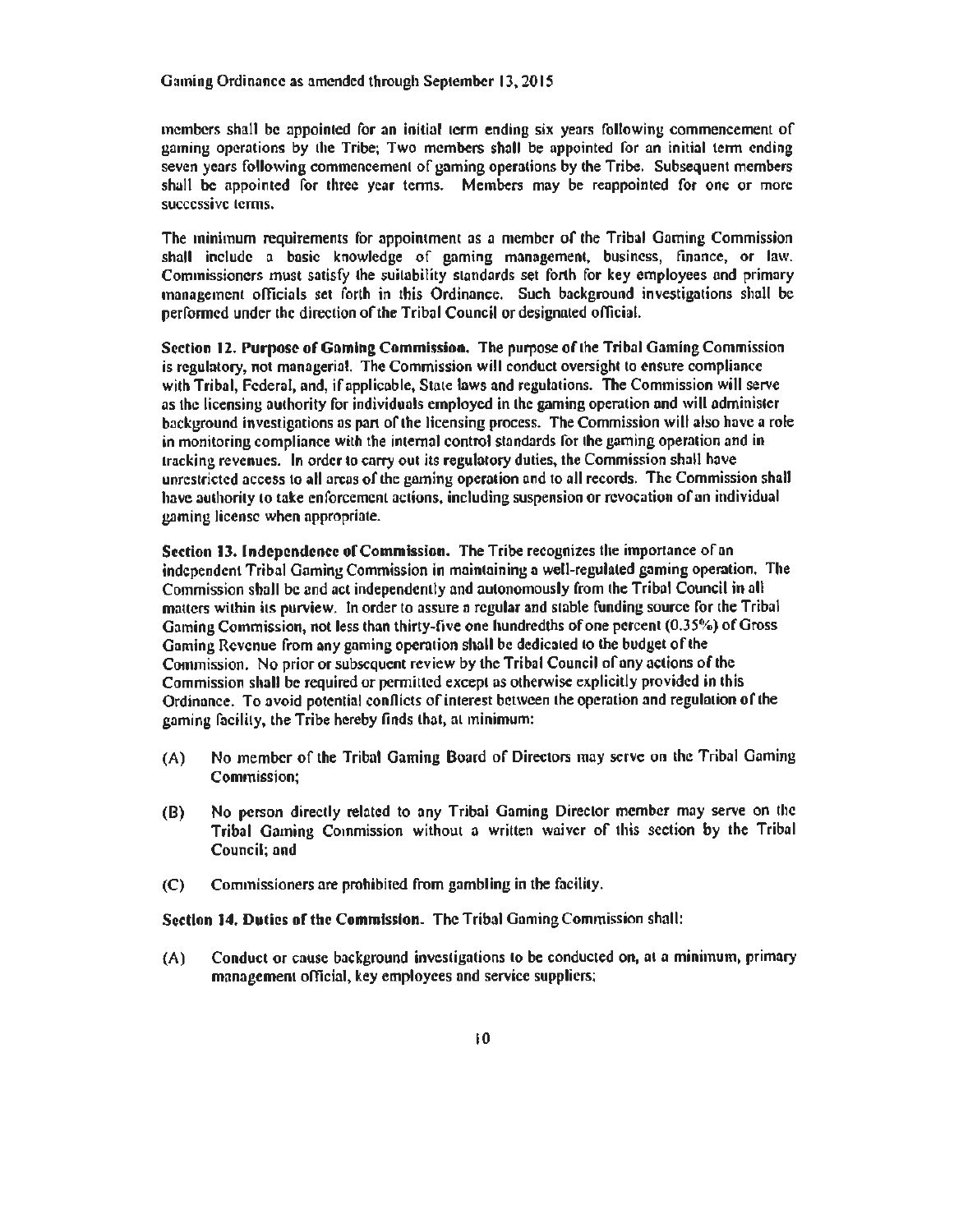members shall be appointed for an initial term ending six years following commencement of gaming operations by the Tribe; Two members shall be appointed for an initial term ending seven years following commencement of gaming operations by the Tribe. Subsequent members shall be appointed for three year terms. Members may be reappointed for one or more successive terms.

The minimum requirements for appointment as a member of the Tribal Gaming Commission shall include a basic knowledge of gaming management, business, finance, or law. Commissioners must satisfy the suitability standards set forth for key employees and primary management officials set forth in this Ordinance. Such background investigations shall be performed under the direction of the Tribal Council or designated official.

**Section 12. Purpose of Gaming Commission.** The purpose of the Tribal Gaming Commission is regulatory, not managerial. The Commission will conduct oversight to ensure compliance with Tribal, Federal, and, if applicable, State laws and regulations. The Commission will serve as the licensing authority for individuals employed in the gaming operation and will administer background investigations as part of the licensing process. The Commission will also have a role in monitoring compliance with the internal control standards for the gaming operation and in tracking revenues. In order to carry out its regulatory duties, the Commission shall have unrestricted access to all areas of the gaming operation and to all records. The Commission shall have authority to take enforcement actions, including suspension or revocation of an individual gaming license when appropriate.

**Section 13. Independence of Commission.** The Tribe recognizes the importance of an independent Tribal Gaming Commission in maintaining a well-regulated gaming operation. The Commission shall be and act independently and autonomously from the Tribal Council in all matters within its purview. In order to assure a regular and stable funding source for the Tribal Gaming Commission, not less than thirty-five one hundredths of one percent (0.35%) of Gross Gaming Revenue from any gaming operation shall be dedicated to the budget of the Commission. No prior or subsequent review by the Tribal Council of any actions of the Commission shall be required or permitted except as otherwise explicitly provided in this Ordinance. To avoid potential conflicts of interest between the operation and regulation of the gaming facility, the Tribe hereby finds that, at minimum:

(A) No member of the Tribal Gaming Board of Directors may serve on the Tribal Gaming Commission;

(B) No person directly related to any Tribal Gaming Director member may serve on the Tribal Gaming Commission without a written waiver of this section by the Tribal Council; and

(C) Commissioners are prohibited from gambling in the facility.

**Section 14. Duties of the Commission.** The Tribal Gaming Commission shall:

(A) Conduct or cause background investigations to be conducted on, at a minimum, primary management official, key employees and service suppliers;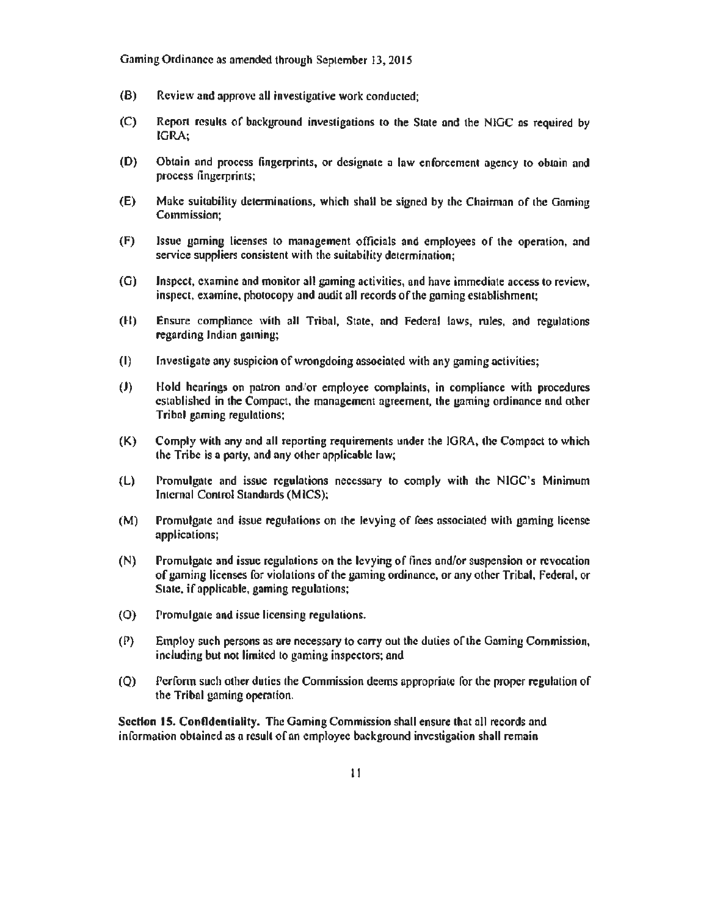(B) Review and approve all investigative work conducted;

(C) Report results of background investigations to the State and the NIGC as required by IGRA;

(D) Obtain and process fingerprints, or designate a law enforcement agency to obtain and process fingerprints;

(E) Make suitability determinations, which shall be signed by the Chairman of the Gaming Commission;

(F) Issue gaming licenses to management officials and employees of the operation, and service suppliers consistent with the suitability determination;

(G) Inspect, examine and monitor all gaming activities, and have immediate access to review, inspect, examine, photocopy and audit all records of the gaming establishment;

(H) Ensure compliance with all Tribal, State, and Federal laws, rules, and regulations regarding Indian gaming;

(I) Investigate any suspicion of wrongdoing associated with any gaming activities;

(J) Hold hearings on patron and/or employee complaints, in compliance with procedures established in the Compact, the management agreement, the gaming ordinance and other Tribal gaming regulations;

(K) Comply with any and all reporting requirements under the IGRA, the Compact to which the Tribe is a party, and any other applicable law;

(L) Promulgate and issue regulations necessary to comply with the NIGC's Minimum Internal Control Standards (MICS);

(M) Promulgate and issue regulations on the levying of fees associated with gaming license applications;

(N) Promulgate and issue regulations on the levying of fines and/or suspension or revocation of gaming licenses for violations of the gaming ordinance, or any other Tribal, Federal, or State, if applicable, gaming regulations;

(O) Promulgate and issue licensing regulations.

(P) Employ such persons as are necessary to carry out the duties of the Gaming Commission, including but not limited to gaming inspectors; and

(Q) Perform such other duties the Commission deems appropriate for the proper regulation of the Tribal gaming operation.

**Section 15. Confidentiality.** The Gaming Commission shall ensure that all records and information obtained as a result of an employee background investigation shall remain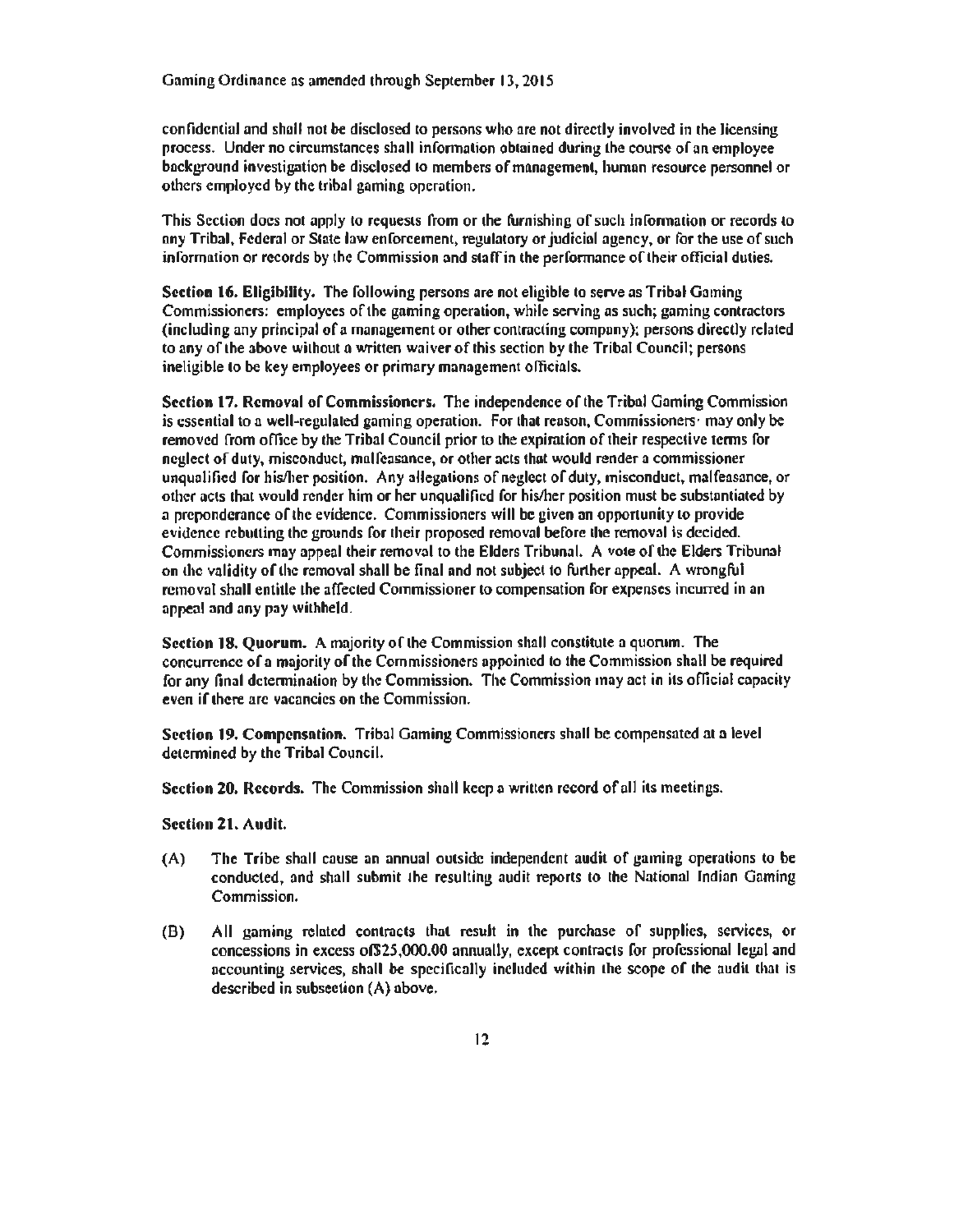confidential and shall not be disclosed to persons who are not directly involved in the licensing process. Under no circumstances shall information obtained during the course of an employee background investigation be disclosed to members of management, human resource personnel or others employed by the tribal gaming operation.

This Section does not apply to requests from or the furnishing of such information or records to any Tribal, Federal or State law enforcement, regulatory or judicial agency, or for the use of such information or records by the Commission and staff in the performance of their official duties.

**Section 16. Eligibility.** The following persons are not eligible to serve as Tribal Gaming Commissioners: employees of the gaming operation, while serving as such; gaming contractors (including any principal of a management or other contracting company); persons directly related to any of the above without a written waiver of this section by the Tribal Council; persons ineligible to be key employees or primary management officials.

**Section 17. Removal of Commissioners.** The independence of the Tribal Gaming Commission is essential to a well-regulated gaming operation. For that reason, Commissioners may only be removed from office by the Tribal Council prior to the expiration of their respective terms for neglect of duty, misconduct, malfeasance, or other acts that would render a commissioner unqualified for his/her position. Any allegations of neglect of duty, misconduct, malfeasance, or other acts that would render him or her unqualified for his/her position must be substantiated by a preponderance of the evidence. Commissioners will be given an opportunity to provide evidence rebutting the grounds for their proposed removal before the removal is decided. Commissioners may appeal their removal to the Elders Tribunal. A vote of the Elders Tribunal on the validity of the removal shall be final and not subject to further appeal. A wrongful removal shall entitle the affected Commissioner to compensation for expenses incurred in an appeal and any pay withheld.

**Section 18. Quorum.** A majority of the Commission shall constitute a quorum. The concurrence of a majority of the Commissioners appointed to the Commission shall be required for any final determination by the Commission. The Commission may act in its official capacity even if there are vacancies on the Commission.

**Section 19. Compensation.** Tribal Gaming Commissioners shall be compensated at a level determined by the Tribal Council.

**Section 20. Records.** The Commission shall keep a written record of all its meetings.

**Section 21. Audit.**

(A) The Tribe shall cause an annual outside independent audit of gaming operations to be conducted, and shall submit the resulting audit reports to the National Indian Gaming Commission.

(B) All gaming related contracts that result in the purchase of supplies, services, or concessions in excess of$25,000.00 annually, except contracts for professional legal and accounting services, shall be specifically included within the scope of the audit that is described in subsection (A) above.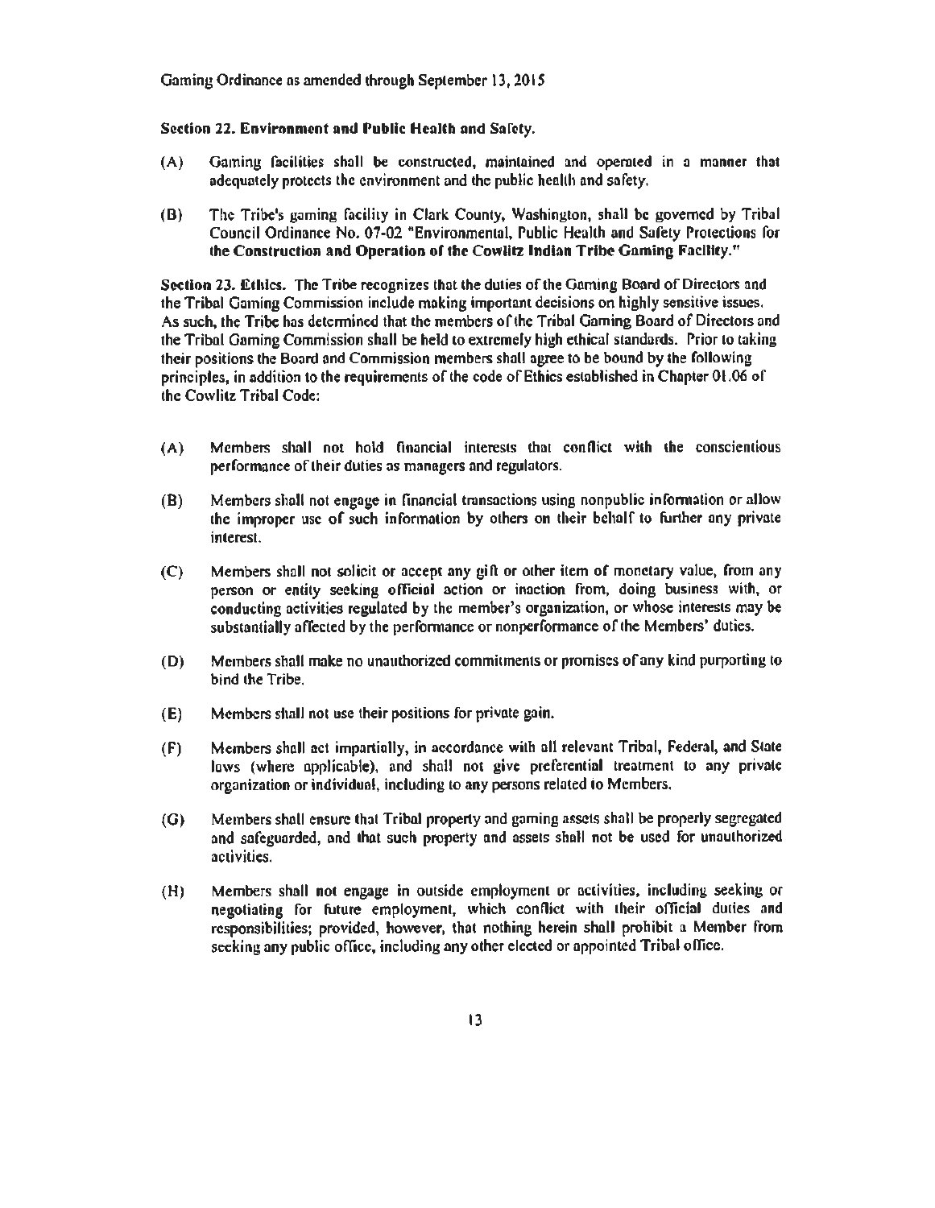**Section 22. Environment and Public Health and Safety.**

(A) Gaming facilities shall be constructed, maintained and operated in a manner that adequately protects the environment and the public health and safety.

(B) The Tribe's gaming facility in Clark County, Washington, shall be governed by Tribal Council Ordinance No. 07-02 "Environmental, Public Health and Safety Protections for **the Construction and Operation of the Cowlitz Indian Tribe Gaming Facility."**

**Section 23. Ethics.** The Tribe recognizes that the duties of the Gaming Board of Directors and the Tribal Gaming Commission include making important decisions on highly sensitive issues. As such, the Tribe has determined that the members of the Tribal Gaming Board of Directors and the Tribal Gaming Commission shall be held to extremely high ethical standards. Prior to taking their positions the Board and Commission members shall agree to be bound by the following principles, in addition to the requirements of the code of Ethics established in Chapter 01.06 of the Cowlitz Tribal Code:

(A) Members shall not hold financial interests that conflict with the conscientious performance of their duties as managers and regulators.

(B) Members shall not engage in financial transactions using nonpublic information or allow the improper use of such information by others on their behalf to further any private interest.

(C) Members shall not solicit or accept any gift or other item of monetary value, from any person or entity seeking official action or inaction from, doing business with, or conducting activities regulated by the member's organization, or whose interests may be substantially affected by the performance or nonperformance of the Members' duties.

(D) Members shall make no unauthorized commitments or promises of any kind purporting to bind the Tribe.

(E) Members shall not use their positions for private gain.

(F) Members shall act impartially, in accordance with all relevant Tribal, Federal, and State laws (where applicable), and shall not give preferential treatment to any private organization or individual, including to any persons related to Members.

(G) Members shall ensure that Tribal property and gaming assets shall be properly segregated and safeguarded, and that such property and assets shall not be used for unauthorized activities.

(H) Members shall not engage in outside employment or activities, including seeking or negotiating for future employment, which conflict with their official duties and responsibilities; provided, however, that nothing herein shall prohibit a Member from seeking any public office, including any other elected or appointed Tribal office.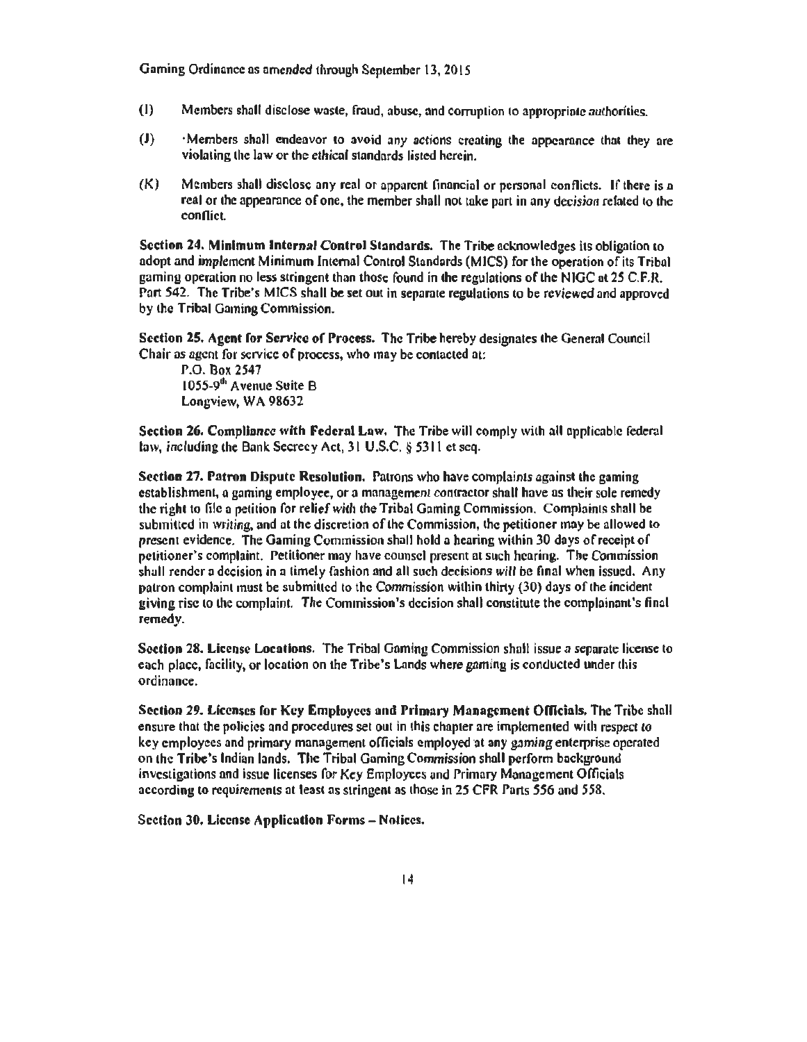(I) Members shall disclose waste, fraud, abuse, and corruption to appropriate authorities.

(J) Members shall endeavor to avoid any actions creating the appearance that they are violating the law or the ethical standards listed herein.

(K) Members shall disclose any real or apparent financial or personal conflicts. If there is a real or the appearance of one, the member shall not take part in any decision related to the conflict.

**Section 24. Minimum Internal Control Standards.** The Tribe acknowledges its obligation to adopt and implement Minimum Internal Control Standards (MICS) for the operation of its Tribal gaming operation no less stringent than those found in the regulations of the NIGC at 25 C.F.R. Part 542. The Tribe's MICS shall be set out in separate regulations to be reviewed and approved by the Tribal Gaming Commission.

**Section 25. Agent for Service of Process.** The Tribe hereby designates the General Council Chair as agent for service of process, who may be contacted at:

P.O. Box 2547
1055-9th Avenue Suite B
Longview, WA 98632

**Section 26. Compliance with Federal Law.** The Tribe will comply with all applicable federal law, including the Bank Secrecy Act, 31 U.S.C. § 5311 et seq.

**Section 27. Patron Dispute Resolution.** Patrons who have complaints against the gaming establishment, a gaming employee, or a management contractor shall have as their sole remedy the right to file a petition for relief with the Tribal Gaming Commission. Complaints shall be submitted in writing, and at the discretion of the Commission, the petitioner may be allowed to present evidence. The Gaming Commission shall hold a hearing within 30 days of receipt of petitioner's complaint. Petitioner may have counsel present at such hearing. The Commission shall render a decision in a timely fashion and all such decisions will be final when issued. Any patron complaint must be submitted to the Commission within thirty (30) days of the incident giving rise to the complaint. The Commission's decision shall constitute the complainant's final remedy.

**Section 28. License Locations.** The Tribal Gaming Commission shall issue a separate license to each place, facility, or location on the Tribe's Lands where gaming is conducted under this ordinance.

**Section 29. Licenses for Key Employees and Primary Management Officials.** The Tribe shall ensure that the policies and procedures set out in this chapter are implemented with respect to key employees and primary management officials employed at any gaming enterprise operated on the Tribe's Indian lands. The Tribal Gaming Commission shall perform background investigations and issue licenses for Key Employees and Primary Management Officials according to requirements at least as stringent as those in 25 CFR Parts 556 and 558.

**Section 30. License Application Forms – Notices.**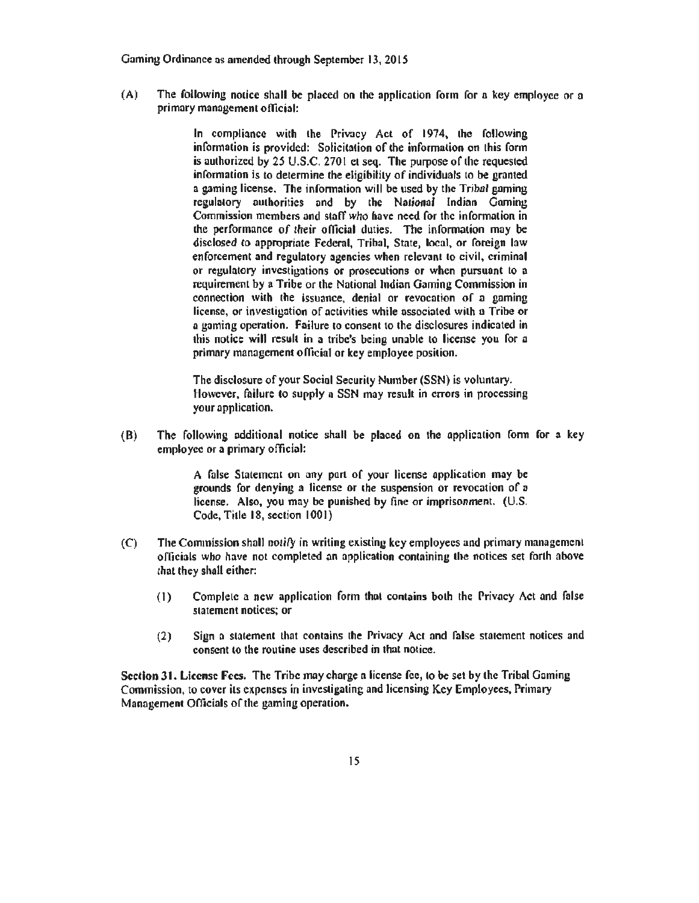(A) The following notice shall be placed on the application form for a key employee or a primary management official:

> In compliance with the Privacy Act of 1974, the following information is provided: Solicitation of the information on this form is authorized by 25 U.S.C. 2701 et seq. The purpose of the requested information is to determine the eligibility of individuals to be granted a gaming license. The information will be used by the Tribal gaming regulatory authorities and by the National Indian Gaming Commission members and staff who have need for the information in the performance of their official duties. The information may be disclosed to appropriate Federal, Tribal, State, local, or foreign law enforcement and regulatory agencies when relevant to civil, criminal or regulatory investigations or prosecutions or when pursuant to a requirement by a Tribe or the National Indian Gaming Commission in connection with the issuance, denial or revocation of a gaming license, or investigation of activities while associated with a Tribe or a gaming operation. Failure to consent to the disclosures indicated in this notice will result in a tribe's being unable to license you for a primary management official or key employee position.
>
> The disclosure of your Social Security Number (SSN) is voluntary. However, failure to supply a SSN may result in errors in processing your application.

(B) The following additional notice shall be placed on the application form for a key employee or a primary official:

> A false Statement on any part of your license application may be grounds for denying a license or the suspension or revocation of a license. Also, you may be punished by fine or imprisonment. (U.S. Code, Title 18, section 1001)

(C) The Commission shall notify in writing existing key employees and primary management officials who have not completed an application containing the notices set forth above that they shall either:

(1) Complete a new application form that contains both the Privacy Act and false statement notices; or

(2) Sign a statement that contains the Privacy Act and false statement notices and consent to the routine uses described in that notice.

**Section 31. License Fees.** The Tribe may charge a license fee, to be set by the Tribal Gaming Commission, to cover its expenses in investigating and licensing Key Employees, Primary Management Officials of the gaming operation.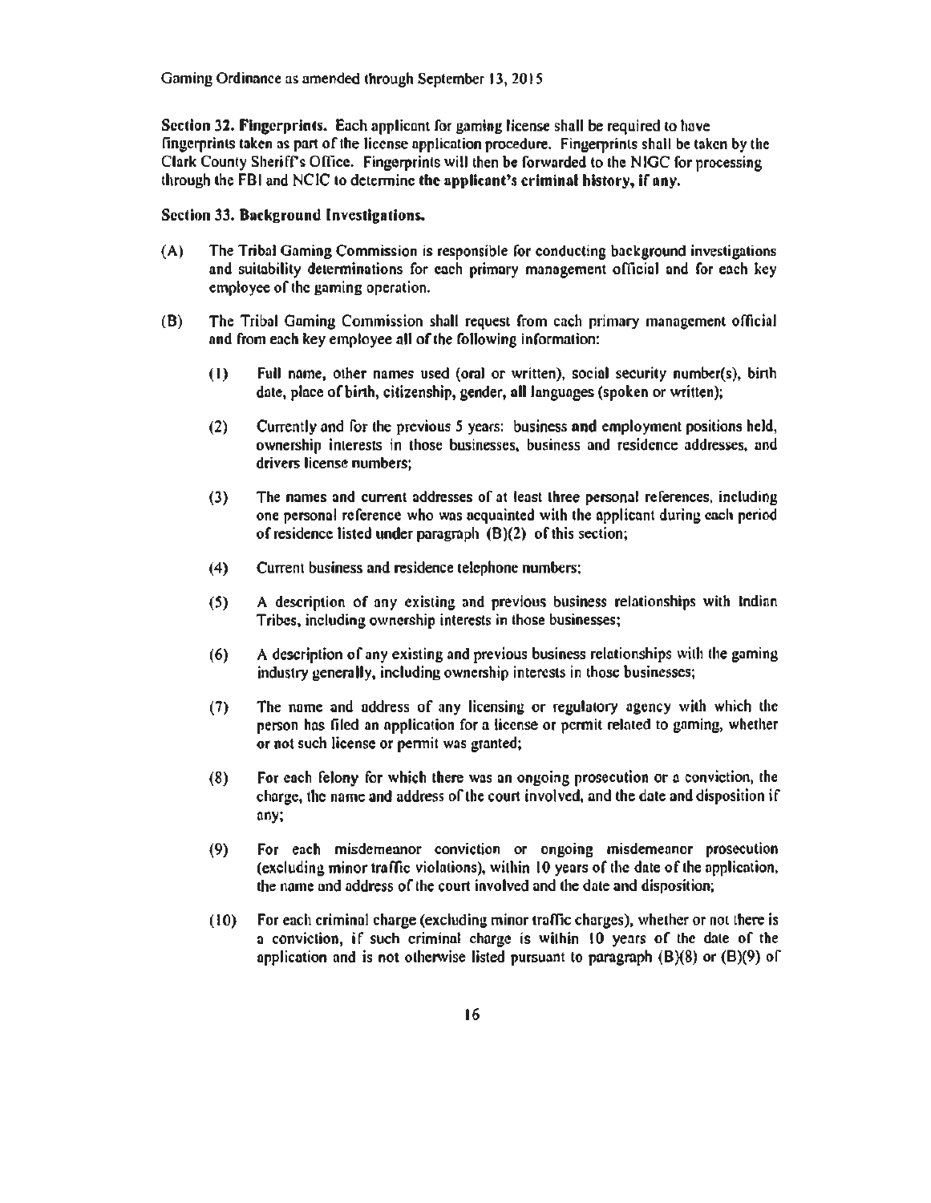**Section 32. Fingerprints.** Each applicant for gaming license shall be required to have fingerprints taken as part of the license application procedure. Fingerprints shall be taken by the Clark County Sheriff's Office. Fingerprints will then be forwarded to the NIGC for processing through the FBI and NCIC to determine **the applicant's criminal history, if any.**

**Section 33. Background Investigations.**

(A) The Tribal Gaming Commission is responsible for conducting background investigations and suitability determinations for each primary management official and for each key employee of the gaming operation.

(B) The Tribal Gaming Commission shall request from each primary management official and from each key employee all of the following information:

(1) Full name, other names used (oral or written), social security number(s), birth date, place of birth, citizenship, gender, all languages (spoken or written);

(2) Currently and for the previous 5 years: business and employment positions held, ownership interests in those businesses, business and residence addresses, and drivers license numbers;

(3) The names and current addresses of at least three personal references, including one personal reference who was acquainted with the applicant during each period of residence listed under paragraph (B)(2) of this section;

(4) Current business and residence telephone numbers;

(5) A description of any existing and previous business relationships with Indian Tribes, including ownership interests in those businesses;

(6) A description of any existing and previous business relationships with the gaming industry generally, including ownership interests in those businesses;

(7) The name and address of any licensing or regulatory agency with which the person has filed an application for a license or permit related to gaming, whether or not such license or permit was granted;

(8) For each felony for which there was an ongoing prosecution or a conviction, the charge, the name and address of the court involved, and the date and disposition if any;

(9) For each misdemeanor conviction or ongoing misdemeanor prosecution (excluding minor traffic violations), within 10 years of the date of the application, the name and address of the court involved and the date and disposition;

(10) For each criminal charge (excluding minor traffic charges), whether or not there is a conviction, if such criminal charge is within 10 years of the date of the application and is not otherwise listed pursuant to paragraph (B)(8) or (B)(9) of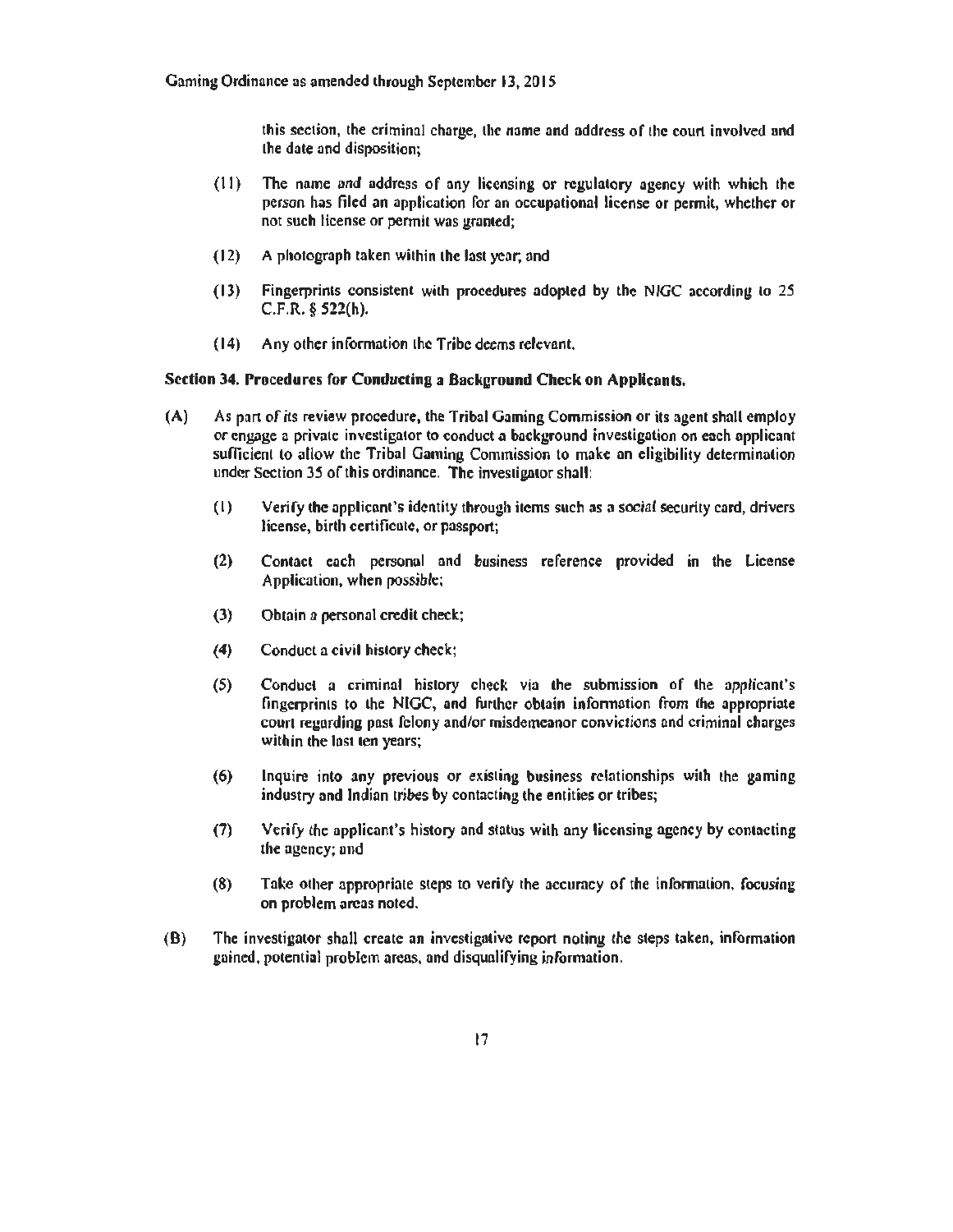this section, the criminal charge, the name and address of the court involved and the date and disposition;

(11) The name and address of any licensing or regulatory agency with which the person has filed an application for an occupational license or permit, whether or not such license or permit was granted;

(12) A photograph taken within the last year; and

(13) Fingerprints consistent with procedures adopted by the NIGC according to 25 C.F.R. § 522(h).

(14) Any other information the Tribe deems relevant.

**Section 34. Procedures for Conducting a Background Check on Applicants.**

(A) As part of its review procedure, the Tribal Gaming Commission or its agent shall employ or engage a private investigator to conduct a background investigation on each applicant sufficient to allow the Tribal Gaming Commission to make an eligibility determination under Section 35 of this ordinance. The investigator shall:

(1) Verify the applicant's identity through items such as a social security card, drivers license, birth certificate, or passport;

(2) Contact each personal and business reference provided in the License Application, when possible;

(3) Obtain a personal credit check;

(4) Conduct a civil history check;

(5) Conduct a criminal history check via the submission of the applicant's fingerprints to the NIGC, and further obtain information from the appropriate court regarding past felony and/or misdemeanor convictions and criminal charges within the last ten years;

(6) Inquire into any previous or existing business relationships with the gaming industry and Indian tribes by contacting the entities or tribes;

(7) Verify the applicant's history and status with any licensing agency by contacting the agency; and

(8) Take other appropriate steps to verify the accuracy of the information, focusing on problem areas noted.

(B) The investigator shall create an investigative report noting the steps taken, information gained, potential problem areas, and disqualifying information.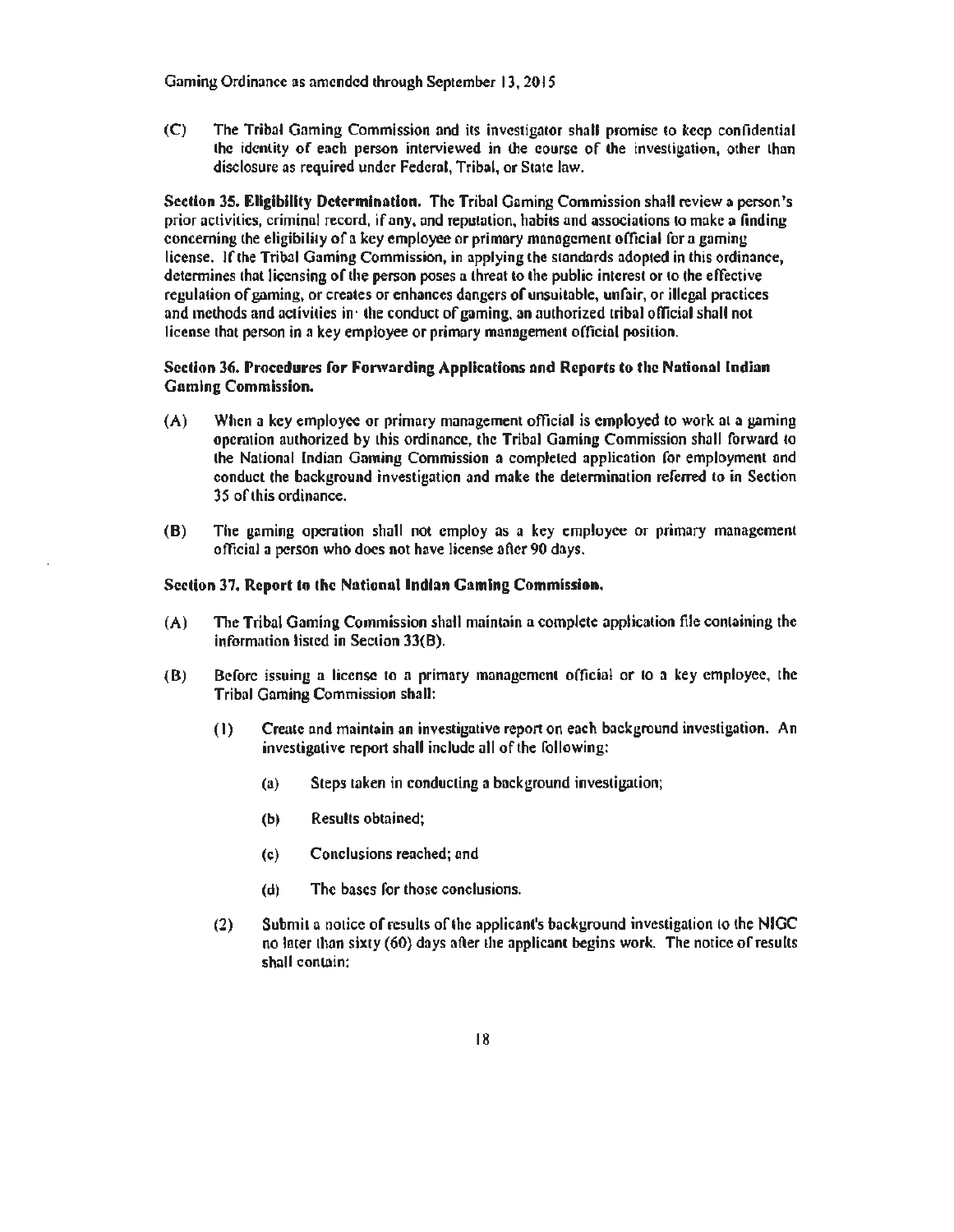(C) The Tribal Gaming Commission and its investigator shall promise to keep confidential the identity of each person interviewed in the course of the investigation, other than disclosure as required under Federal, Tribal, or State law.

**Section 35. Eligibility Determination.** The Tribal Gaming Commission shall review a person's prior activities, criminal record, if any, and reputation, habits and associations to make a finding concerning the eligibility of a key employee or primary management official for a gaming license. If the Tribal Gaming Commission, in applying the standards adopted in this ordinance, determines that licensing of the person poses a threat to the public interest or to the effective regulation of gaming, or creates or enhances dangers of unsuitable, unfair, or illegal practices and methods and activities in the conduct of gaming, an authorized tribal official shall not license that person in a key employee or primary management official position.

**Section 36. Procedures for Forwarding Applications and Reports to the National Indian Gaming Commission.**

(A) When a key employee or primary management official is employed to work at a gaming operation authorized by this ordinance, the Tribal Gaming Commission shall forward to the National Indian Gaming Commission a completed application for employment and conduct the background investigation and make the determination referred to in Section 35 of this ordinance.

(B) The gaming operation shall not employ as a key employee or primary management official a person who does not have license after 90 days.

**Section 37. Report to the National Indian Gaming Commission.**

(A) The Tribal Gaming Commission shall maintain a complete application file containing the information listed in Section 33(B).

(B) Before issuing a license to a primary management official or to a key employee, the Tribal Gaming Commission shall:

(1) Create and maintain an investigative report on each background investigation. An investigative report shall include all of the following:

(a) Steps taken in conducting a background investigation;

(b) Results obtained;

(c) Conclusions reached; and

(d) The bases for those conclusions.

(2) Submit a notice of results of the applicant's background investigation to the NIGC no later than sixty (60) days after the applicant begins work. The notice of results shall contain: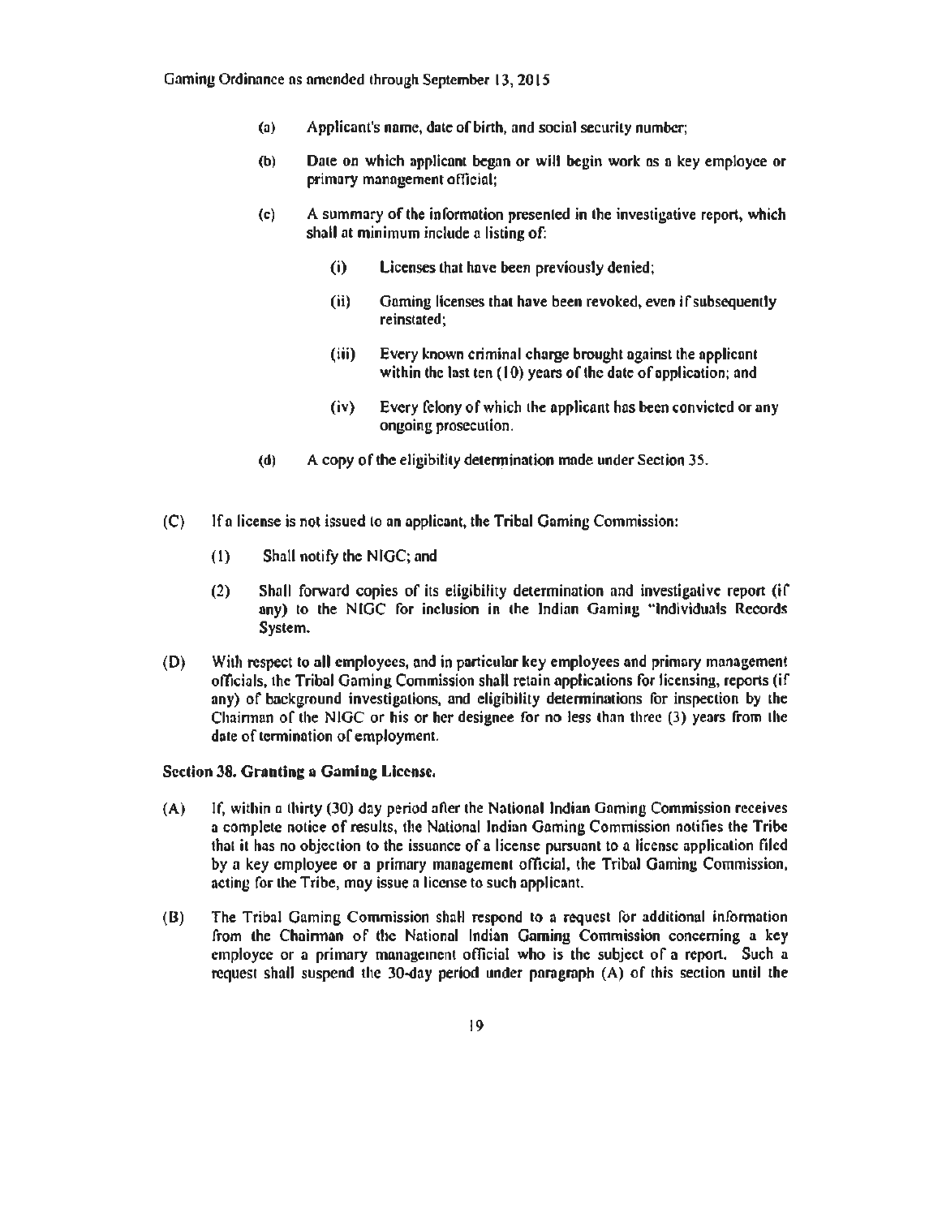(a) Applicant's name, date of birth, and social security number;

(b) Date on which applicant began or will begin work as a key employee or primary management official;

(c) A summary of the information presented in the investigative report, which shall at minimum include a listing of:

(i) Licenses that have been previously denied;

(ii) Gaming licenses that have been revoked, even if subsequently reinstated;

(iii) Every known criminal charge brought against the applicant within the last ten (10) years of the date of application; and

(iv) Every felony of which the applicant has been convicted or any ongoing prosecution.

(d) A copy of the eligibility determination made under Section 35.

(C) If a license is not issued to an applicant, the Tribal Gaming Commission:

(1) Shall notify the NIGC; and

(2) Shall forward copies of its eligibility determination and investigative report (if any) to the NIGC for inclusion in the Indian Gaming "Individuals Records System.

(D) With respect to all employees, and in particular key employees and primary management officials, the Tribal Gaming Commission shall retain applications for licensing, reports (if any) of background investigations, and eligibility determinations for inspection by the Chairman of the NIGC or his or her designee for no less than three (3) years from the date of termination of employment.

**Section 38. Granting a Gaming License.**

(A) If, within a thirty (30) day period after the National Indian Gaming Commission receives a complete notice of results, the National Indian Gaming Commission notifies the Tribe that it has no objection to the issuance of a license pursuant to a license application filed by a key employee or a primary management official, the Tribal Gaming Commission, acting for the Tribe, may issue a license to such applicant.

(B) The Tribal Gaming Commission shall respond to a request for additional information from the Chairman of the National Indian Gaming Commission concerning a key employee or a primary management official who is the subject of a report. Such a request shall suspend the 30-day period under paragraph (A) of this section until the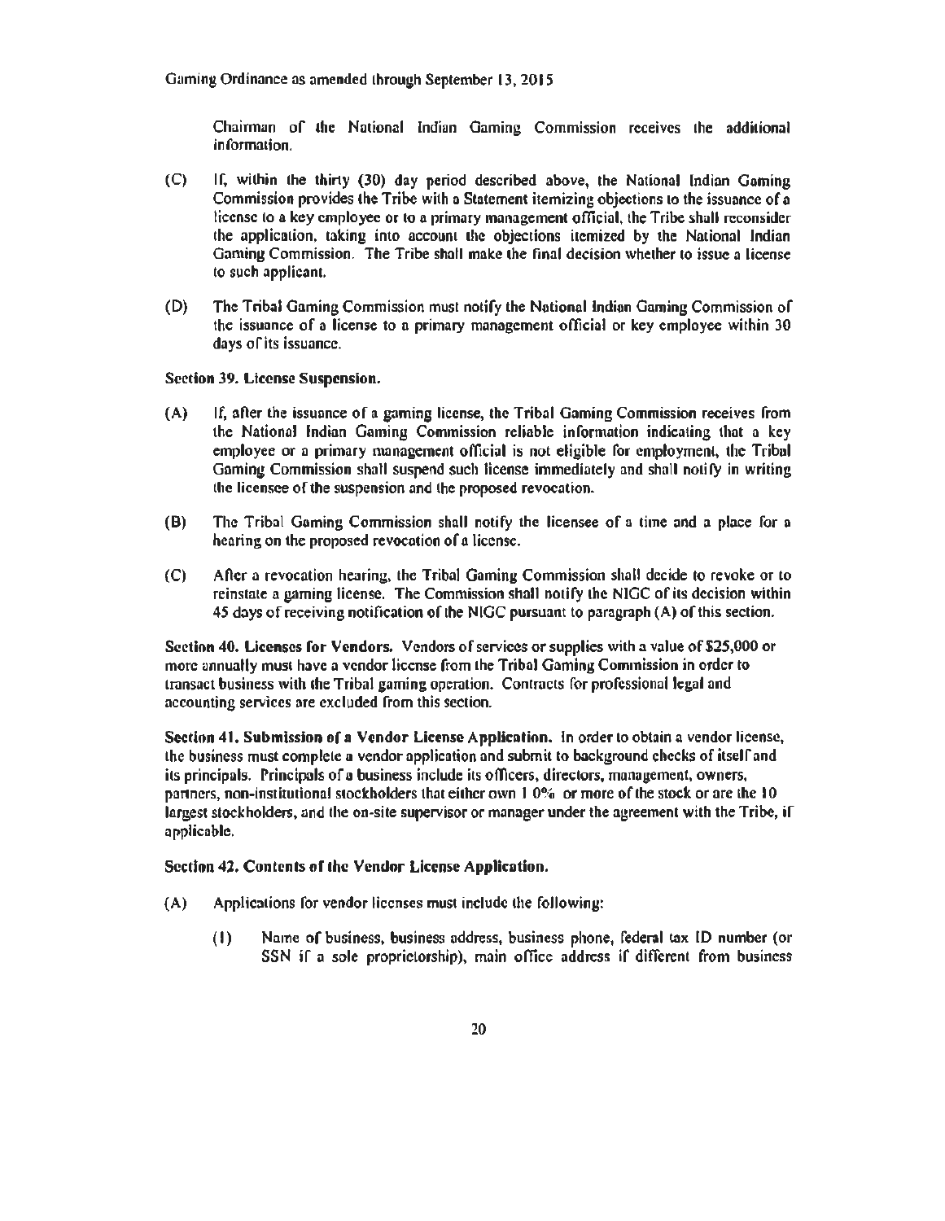Chairman of the National Indian Gaming Commission receives the additional information.

(C) If, within the thirty (30) day period described above, the National Indian Gaming Commission provides the Tribe with a Statement itemizing objections to the issuance of a license to a key employee or to a primary management official, the Tribe shall reconsider the application, taking into account the objections itemized by the National Indian Gaming Commission. The Tribe shall make the final decision whether to issue a license to such applicant.

(D) The Tribal Gaming Commission must notify the National Indian Gaming Commission of the issuance of a license to a primary management official or key employee within 30 days of its issuance.

**Section 39. License Suspension.**

(A) If, after the issuance of a gaming license, the Tribal Gaming Commission receives from the National Indian Gaming Commission reliable information indicating that a key employee or a primary management official is not eligible for employment, the Tribal Gaming Commission shall suspend such license immediately and shall notify in writing the licensee of the suspension and the proposed revocation.

(B) The Tribal Gaming Commission shall notify the licensee of a time and a place for a hearing on the proposed revocation of a license.

(C) After a revocation hearing, the Tribal Gaming Commission shall decide to revoke or to reinstate a gaming license. The Commission shall notify the NIGC of its decision within 45 days of receiving notification of the NIGC pursuant to paragraph (A) of this section.

**Section 40. Licenses for Vendors.** Vendors of services or supplies with a value of $25,000 or more annually must have a vendor license from the Tribal Gaming Commission in order to transact business with the Tribal gaming operation. Contracts for professional legal and accounting services are excluded from this section.

**Section 41. Submission of a Vendor License Application.** In order to obtain a vendor license, the business must complete a vendor application and submit to background checks of itself and its principals. Principals of a business include its officers, directors, management, owners, partners, non-institutional stockholders that either own 10% or more of the stock or are the 10 largest stockholders, and the on-site supervisor or manager under the agreement with the Tribe, if applicable.

**Section 42. Contents of the Vendor License Application.**

(A) Applications for vendor licenses must include the following:

(1) Name of business, business address, business phone, federal tax ID number (or SSN if a sole proprietorship), main office address if different from business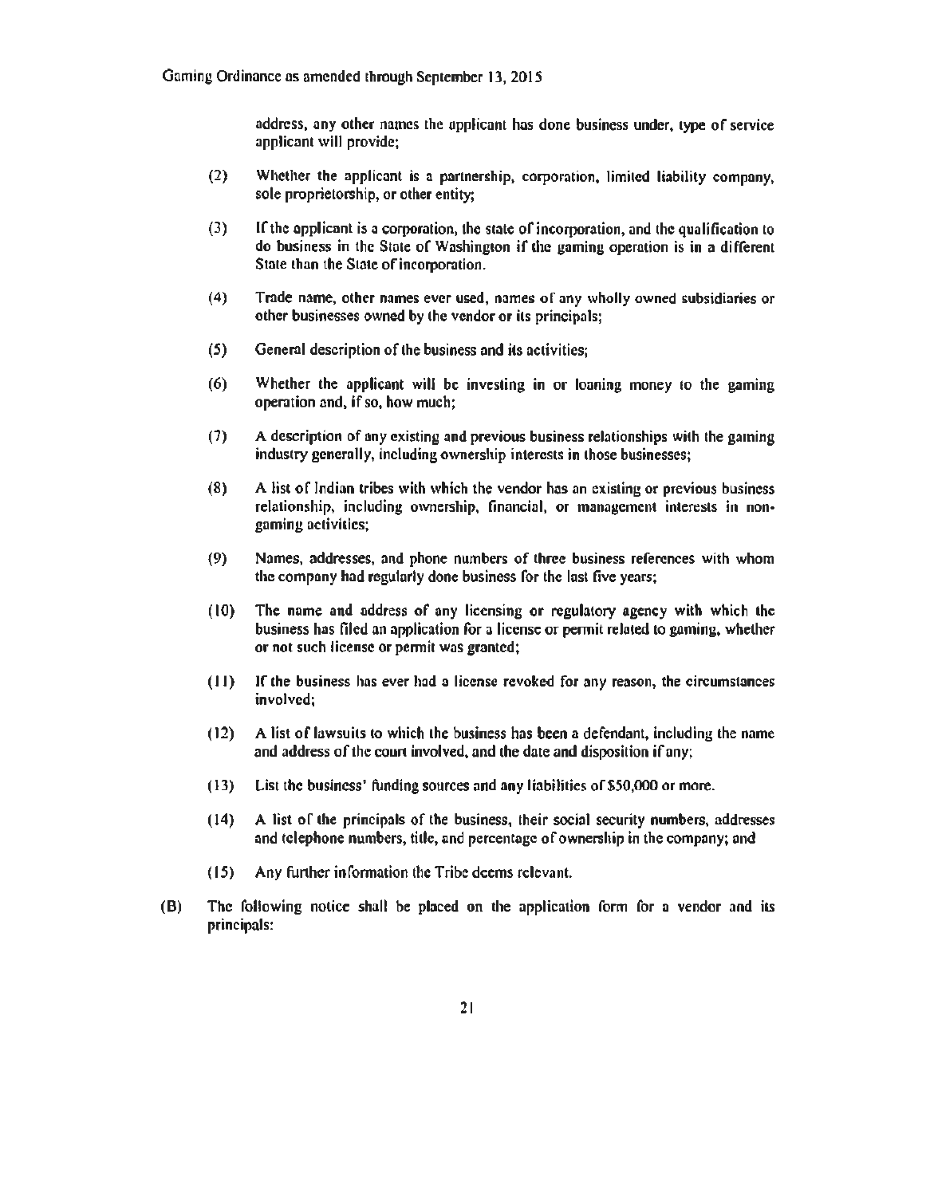address, any other names the applicant has done business under, type of service applicant will provide;

(2) Whether the applicant is a partnership, corporation, limited liability company, sole proprietorship, or other entity;

(3) If the applicant is a corporation, the state of incorporation, and the qualification to do business in the State of Washington if the gaming operation is in a different State than the State of incorporation.

(4) Trade name, other names ever used, names of any wholly owned subsidiaries or other businesses owned by the vendor or its principals;

(5) General description of the business and its activities;

(6) Whether the applicant will be investing in or loaning money to the gaming operation and, if so, how much;

(7) A description of any existing and previous business relationships with the gaming industry generally, including ownership interests in those businesses;

(8) A list of Indian tribes with which the vendor has an existing or previous business relationship, including ownership, financial, or management interests in non-gaming activities;

(9) Names, addresses, and phone numbers of three business references with whom the company had regularly done business for the last five years;

(10) The name and address of any licensing or regulatory agency with which the business has filed an application for a license or permit related to gaming, whether or not such license or permit was granted;

(11) If the business has ever had a license revoked for any reason, the circumstances involved;

(12) A list of lawsuits to which the business has been a defendant, including the name and address of the court involved, and the date and disposition if any;

(13) List the business' funding sources and any liabilities of $50,000 or more.

(14) A list of the principals of the business, their social security numbers, addresses and telephone numbers, title, and percentage of ownership in the company; and

(15) Any further information the Tribe deems relevant.

(B) The following notice shall be placed on the application form for a vendor and its principals: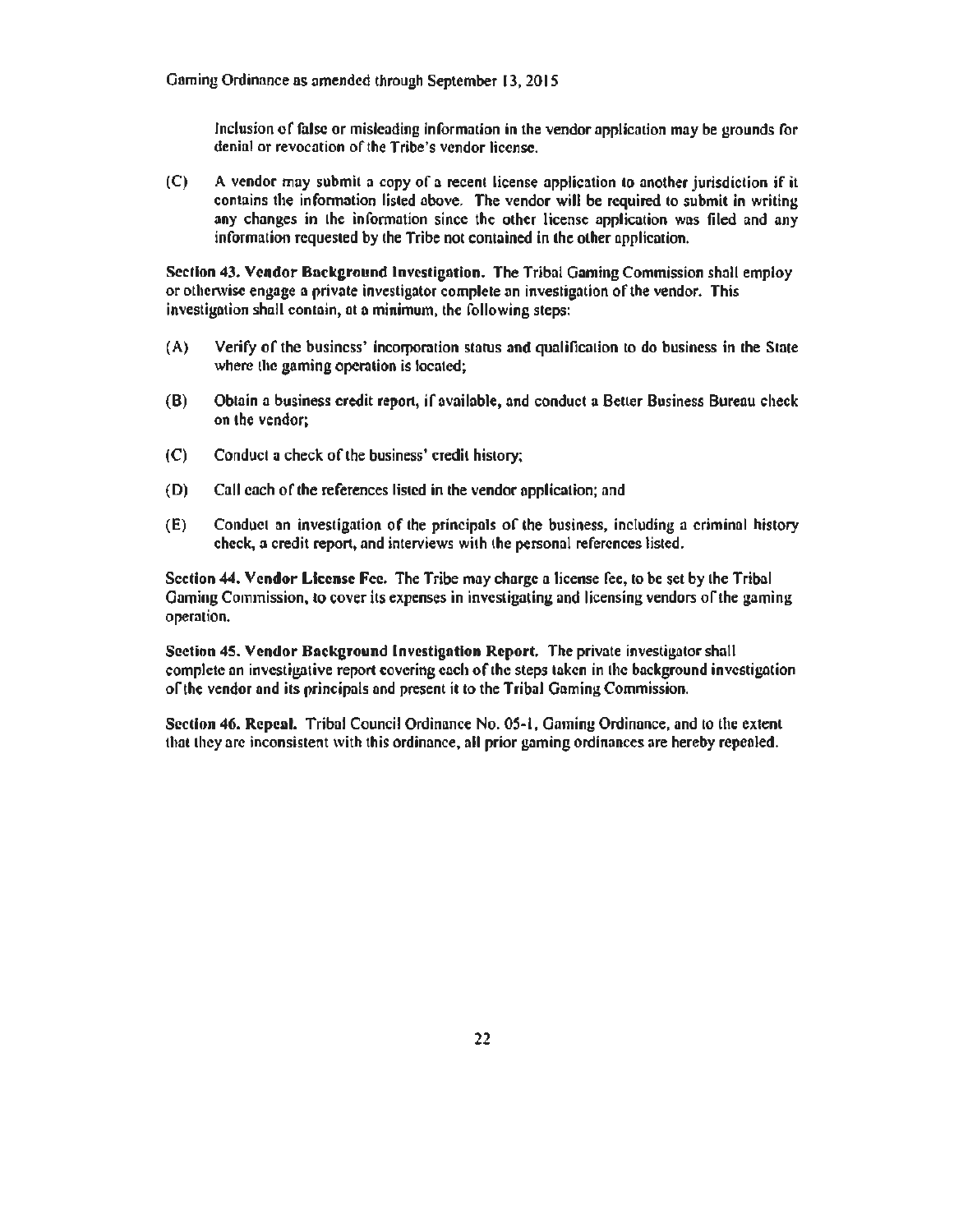Inclusion of false or misleading information in the vendor application may be grounds for denial or revocation of the Tribe's vendor license.

(C) A vendor may submit a copy of a recent license application to another jurisdiction if it contains the information listed above. The vendor will be required to submit in writing any changes in the information since the other license application was filed and any information requested by the Tribe not contained in the other application.

**Section 43. Vendor Background Investigation.** The Tribal Gaming Commission shall employ or otherwise engage a private investigator complete an investigation of the vendor. This investigation shall contain, at a minimum, the following steps:

(A) Verify of the business' incorporation status and qualification to do business in the State where the gaming operation is located;

(B) Obtain a business credit report, if available, and conduct a Better Business Bureau check on the vendor;

(C) Conduct a check of the business' credit history;

(D) Call each of the references listed in the vendor application; and

(E) Conduct an investigation of the principals of the business, including a criminal history check, a credit report, and interviews with the personal references listed.

**Section 44. Vendor License Fee.** The Tribe may charge a license fee, to be set by the Tribal Gaming Commission, to cover its expenses in investigating and licensing vendors of the gaming operation.

**Section 45. Vendor Background Investigation Report.** The private investigator shall complete an investigative report covering each of the steps taken in the background investigation of the vendor and its principals and present it to the Tribal Gaming Commission.

**Section 46. Repeal.** Tribal Council Ordinance No. 05-1, Gaming Ordinance, and to the extent that they are inconsistent with this ordinance, all prior gaming ordinances are hereby repealed.